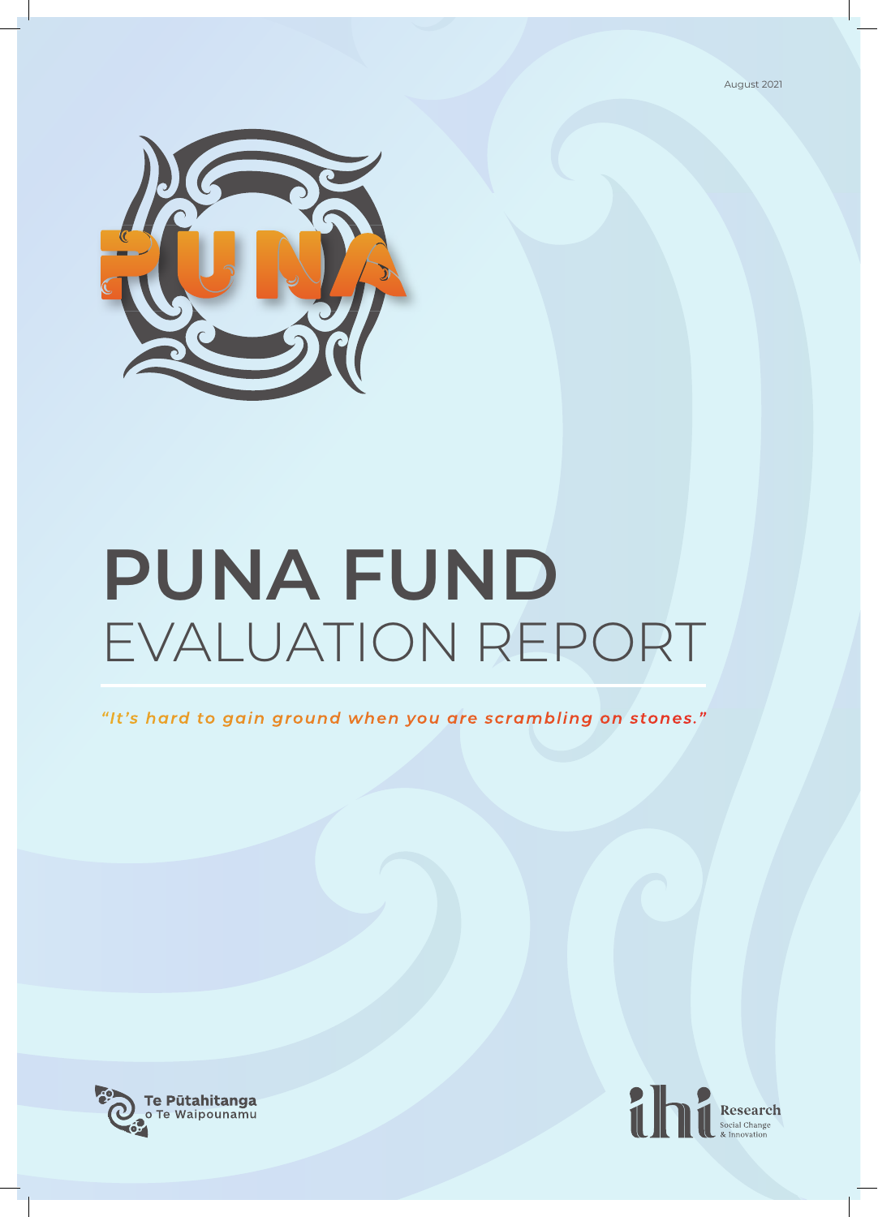August 2021

# PUNA FUND
## EVALUATION REPORT

*"It's hard to gain ground when you are scrambling on stones."*

Te Pūtahitanga o Te Waipounamu

ihi Research
Social Change & Innovation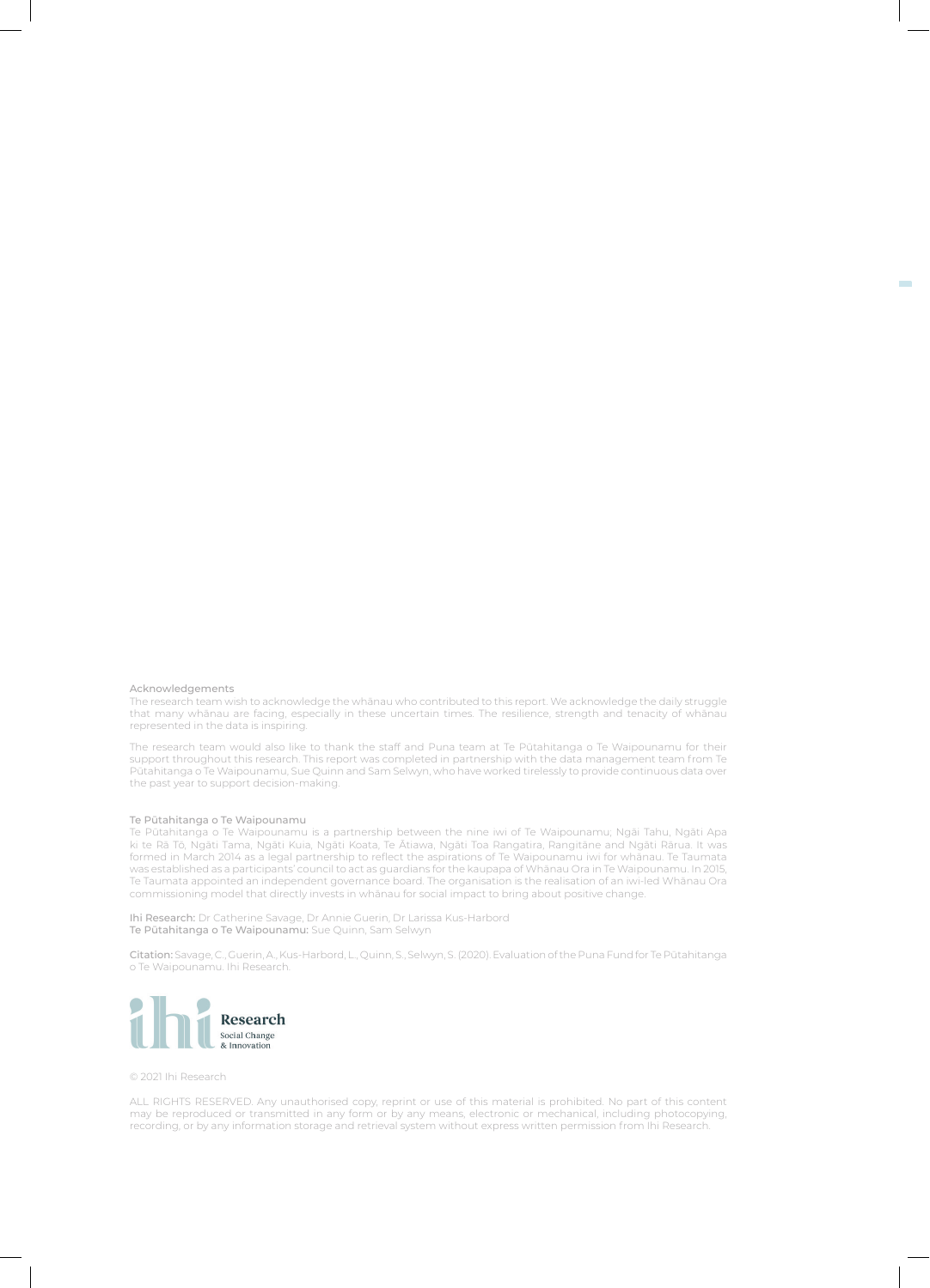## Acknowledgements

The research team wish to acknowledge the whānau who contributed to this report. We acknowledge the daily struggle that many whānau are facing, especially in these uncertain times. The resilience, strength and tenacity of whānau represented in the data is inspiring.

The research team would also like to thank the staff and Puna team at Te Pūtahitanga o Te Waipounamu for their support throughout this research. This report was completed in partnership with the data management team from Te Pūtahitanga o Te Waipounamu, Sue Quinn and Sam Selwyn, who have worked tirelessly to provide continuous data over the past year to support decision-making.

## Te Pūtahitanga o Te Waipounamu

Te Pūtahitanga o Te Waipounamu is a partnership between the nine iwi of Te Waipounamu; Ngāi Tahu, Ngāti Apa ki te Rā Tō, Ngāti Tama, Ngāti Kuia, Ngāti Koata, Te Ātiawa, Ngāti Toa Rangatira, Rangitāne and Ngāti Rārua. It was formed in March 2014 as a legal partnership to reflect the aspirations of Te Waipounamu iwi for whānau. Te Taumata was established as a participants' council to act as guardians for the kaupapa of Whānau Ora in Te Waipounamu. In 2015, Te Taumata appointed an independent governance board. The organisation is the realisation of an iwi-led Whānau Ora commissioning model that directly invests in whānau for social impact to bring about positive change.

**Ihi Research:** Dr Catherine Savage, Dr Annie Guerin, Dr Larissa Kus-Harbord
**Te Pūtahitanga o Te Waipounamu:** Sue Quinn, Sam Selwyn

**Citation:** Savage, C., Guerin, A., Kus-Harbord, L., Quinn, S., Selwyn, S. (2020). Evaluation of the Puna Fund for Te Pūtahitanga o Te Waipounamu. Ihi Research.

ihi Research
Social Change & Innovation

© 2021 Ihi Research

ALL RIGHTS RESERVED. Any unauthorised copy, reprint or use of this material is prohibited. No part of this content may be reproduced or transmitted in any form or by any means, electronic or mechanical, including photocopying, recording, or by any information storage and retrieval system without express written permission from Ihi Research.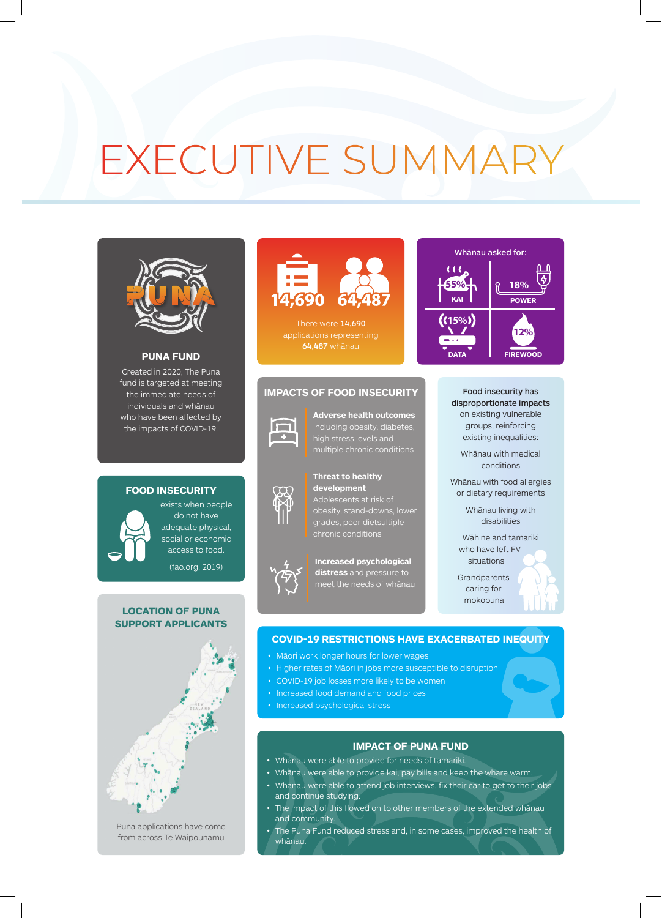# EXECUTIVE SUMMARY

## PUNA FUND

Created in 2020, The Puna fund is targeted at meeting the immediate needs of individuals and whānau who have been affected by the impacts of COVID-19.

**14,690** **64,487**

There were **14,690** applications representing **64,487** whānau

Whānau asked for:

- 55% KAI
- 18% POWER
- 15% DATA
- 12% FIREWOOD

## FOOD SECURITY

exists when people do not have adequate physical, social or economic access to food.

(fao.org, 2019)

## IMPACTS OF FOOD INSECURITY

**Adverse health outcomes** Including obesity, diabetes, high stress levels and multiple chronic conditions

**Threat to healthy development** Adolescents at risk of obesity, stand-downs, lower grades, poor dietsultiple chronic conditions

**Increased psychological distress** and pressure to meet the needs of whānau

Food insecurity has disproportionate impacts on existing vulnerable groups, reinforcing existing inequalities:

- Whānau with medical conditions
- Whānau with food allergies or dietary requirements
- Whānau living with disabilities
- Wāhine and tamariki who have left FV situations
- Grandparents caring for mokopuna

## LOCATION OF PUNA SUPPORT APPLICANTS

Puna applications have come from across Te Waipounamu

## COVID-19 RESTRICTIONS HAVE EXACERBATED INEQUITY

- Māori work longer hours for lower wages
- Higher rates of Māori in jobs more susceptible to disruption
- COVID-19 job losses more likely to be women
- Increased food demand and food prices
- Increased psychological stress

## IMPACT OF PUNA FUND

- Whānau were able to provide for needs of tamariki.
- Whānau were able to provide kai, pay bills and keep the whare warm.
- Whānau were able to attend job interviews, fix their car to get to their jobs and continue studying.
- The impact of this flowed on to other members of the extended whānau and community.
- The Puna Fund reduced stress and, in some cases, improved the health of whānau.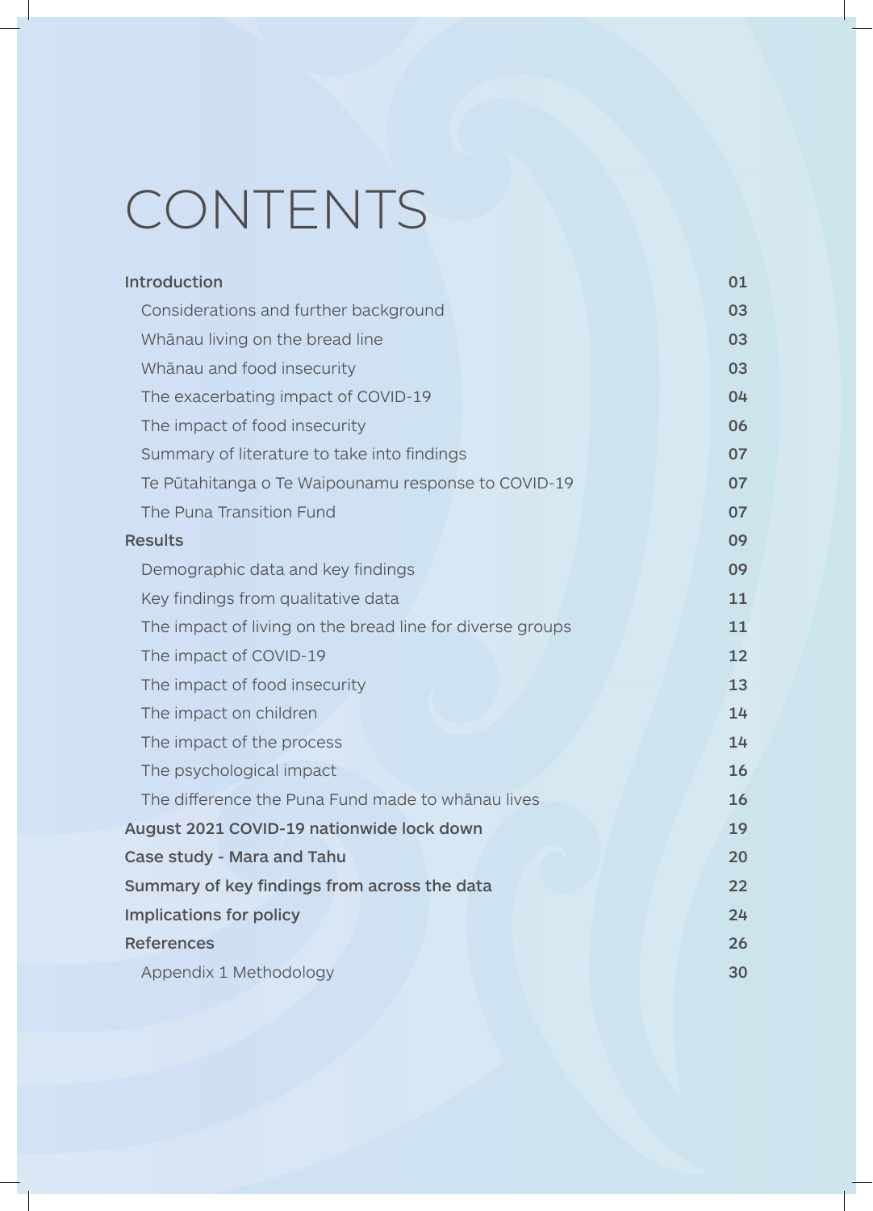# CONTENTS

| | |
|---|---|
| **Introduction** | **01** |
| Considerations and further background | 03 |
| Whānau living on the bread line | 03 |
| Whānau and food insecurity | 03 |
| The exacerbating impact of COVID-19 | 04 |
| The impact of food insecurity | 06 |
| Summary of literature to take into findings | 07 |
| Te Pūtahitanga o Te Waipounamu response to COVID-19 | 07 |
| The Puna Transition Fund | 07 |
| **Results** | **09** |
| Demographic data and key findings | 09 |
| Key findings from qualitative data | 11 |
| The impact of living on the bread line for diverse groups | 11 |
| The impact of COVID-19 | 12 |
| The impact of food insecurity | 13 |
| The impact on children | 14 |
| The impact of the process | 14 |
| The psychological impact | 16 |
| The difference the Puna Fund made to whānau lives | 16 |
| **August 2021 COVID-19 nationwide lock down** | **19** |
| **Case study - Mara and Tahu** | **20** |
| **Summary of key findings from across the data** | **22** |
| **Implications for policy** | **24** |
| **References** | **26** |
| Appendix 1 Methodology | 30 |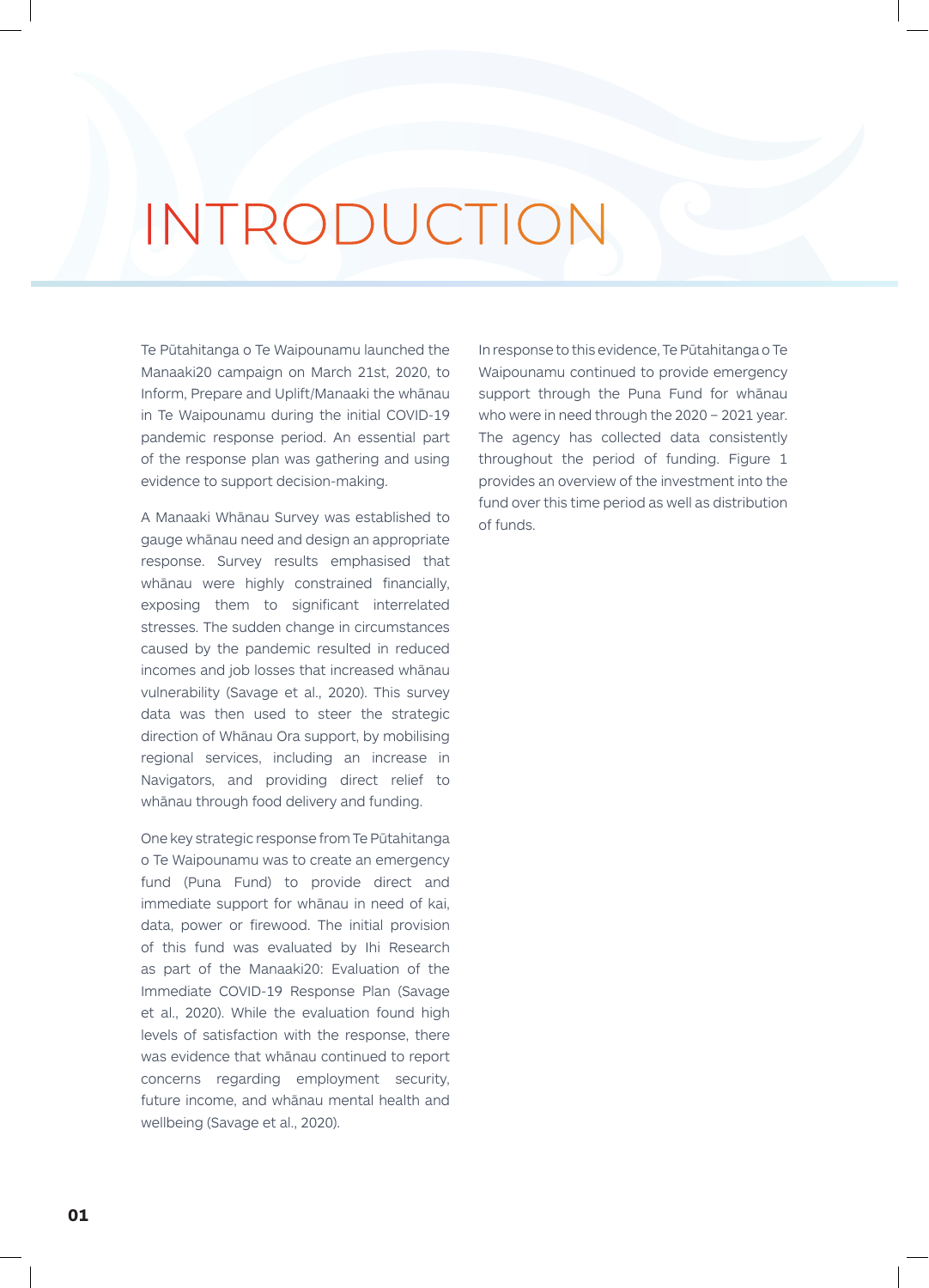# INTRODUCTION

Te Pūtahitanga o Te Waipounamu launched the Manaaki20 campaign on March 21st, 2020, to Inform, Prepare and Uplift/Manaaki the whānau in Te Waipounamu during the initial COVID-19 pandemic response period. An essential part of the response plan was gathering and using evidence to support decision-making.

A Manaaki Whānau Survey was established to gauge whānau need and design an appropriate response. Survey results emphasised that whānau were highly constrained financially, exposing them to significant interrelated stresses. The sudden change in circumstances caused by the pandemic resulted in reduced incomes and job losses that increased whānau vulnerability (Savage et al., 2020). This survey data was then used to steer the strategic direction of Whānau Ora support, by mobilising regional services, including an increase in Navigators, and providing direct relief to whānau through food delivery and funding.

One key strategic response from Te Pūtahitanga o Te Waipounamu was to create an emergency fund (Puna Fund) to provide direct and immediate support for whānau in need of kai, data, power or firewood. The initial provision of this fund was evaluated by Ihi Research as part of the Manaaki20: Evaluation of the Immediate COVID-19 Response Plan (Savage et al., 2020). While the evaluation found high levels of satisfaction with the response, there was evidence that whānau continued to report concerns regarding employment security, future income, and whānau mental health and wellbeing (Savage et al., 2020).

In response to this evidence, Te Pūtahitanga o Te Waipounamu continued to provide emergency support through the Puna Fund for whānau who were in need through the 2020 – 2021 year. The agency has collected data consistently throughout the period of funding. Figure 1 provides an overview of the investment into the fund over this time period as well as distribution of funds.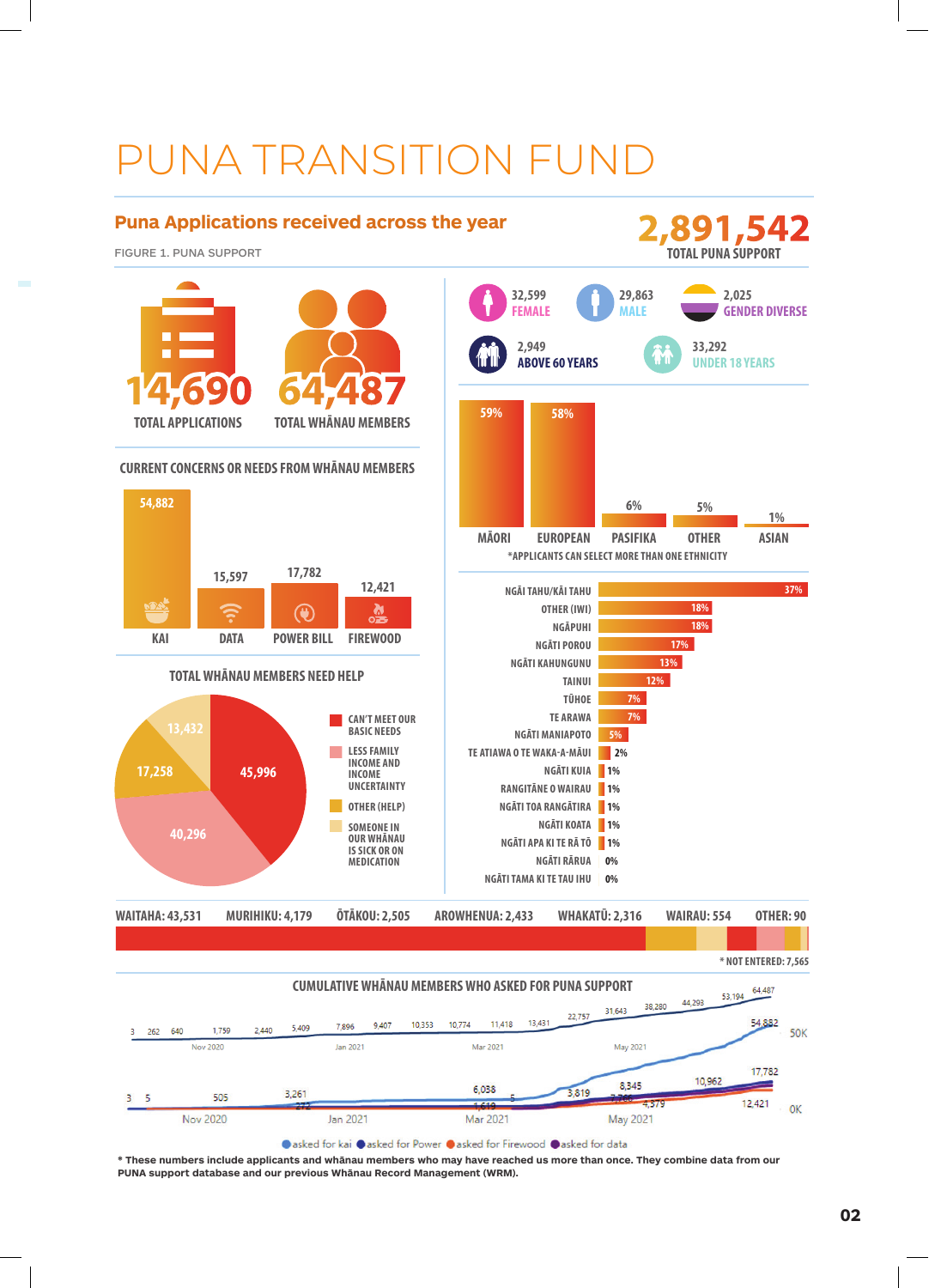# PUNA TRANSITION FUND

## Puna Applications received across the year

FIGURE 1. PUNA SUPPORT

**2,891,542**
TOTAL PUNA SUPPORT

**14,690** TOTAL APPLICATIONS

**64,487** TOTAL WHĀNAU MEMBERS

| 32,599 | 29,863 | 2,025 |
|---|---|---|
| FEMALE | MALE | GENDER DIVERSE |

| 2,949 | 33,292 |
|---|---|
| ABOVE 60 YEARS | UNDER 18 YEARS |

### CURRENT CONCERNS OR NEEDS FROM WHĀNAU MEMBERS

| KAI | DATA | POWER BILL | FIREWOOD |
|---|---|---|---|
| 54,882 | 15,597 | 17,782 | 12,421 |

### Ethnicity

| MĀORI | EUROPEAN | PASIFIKA | OTHER | ASIAN |
|---|---|---|---|---|
| 59% | 58% | 6% | 5% | 1% |

*APPLICANTS CAN SELECT MORE THAN ONE ETHNICITY

### TOTAL WHĀNAU MEMBERS NEED HELP

| Category | Number |
|---|---|
| CAN'T MEET OUR BASIC NEEDS | 45,996 |
| LESS FAMILY INCOME AND INCOME UNCERTAINTY | 40,296 |
| OTHER (HELP) | 17,258 |
| SOMEONE IN OUR WHĀNAU IS SICK OR ON MEDICATION | 13,432 |

### Iwi

| Iwi | % |
|---|---|
| NGĀI TAHU/KĀI TAHU | 37% |
| OTHER (IWI) | 18% |
| NGĀPUHI | 18% |
| NGĀTI POROU | 17% |
| NGĀTI KAHUNGUNU | 13% |
| TAINUI | 12% |
| TŪHOE | 7% |
| TE ARAWA | 7% |
| NGĀTI MANIAPOTO | 5% |
| TE ATIAWA O TE WAKA-A-MĀUI | 2% |
| NGĀTI KUIA | 1% |
| RANGITĀNE O WAIRAU | 1% |
| NGĀTI TOA RANGĀTIRA | 1% |
| NGĀTI KOATA | 1% |
| NGĀTI APA KI TE RĀ TŌ | 1% |
| NGĀTI RĀRUA | 0% |
| NGĀTI TAMA KI TE TAU IHU | 0% |

### Region

| WAITAHA | MURIHIKU | ŌTĀKOU | AROWHENUA | WHAKATŪ | WAIRAU | OTHER |
|---|---|---|---|---|---|---|
| 43,531 | 4,179 | 2,505 | 2,433 | 2,316 | 554 | 90 |

* NOT ENTERED: 7,565

### CUMULATIVE WHĀNAU MEMBERS WHO ASKED FOR PUNA SUPPORT

Total: 3, 262, 640, 1,759, 2,440, 5,409, 7,896, 9,407, 10,353, 10,774, 11,418, 13,431, 22,757, 31,643, 38,280, 44,293, 53,194, 64,487

Nov 2020 – Jan 2021 – Mar 2021 – May 2021

asked for kai: 3, 505, 3,261, 6,038, 8,345, 10,962, 54,882
asked for Power: 5, 3,819, 17,782
asked for Firewood: 272, 1,619, 7,766, 12,421
asked for data: 4,379

● asked for kai ● asked for Power ● asked for Firewood ● asked for data

* These numbers include applicants and whānau members who may have reached us more than once. They combine data from our PUNA support database and our previous Whānau Record Management (WRM).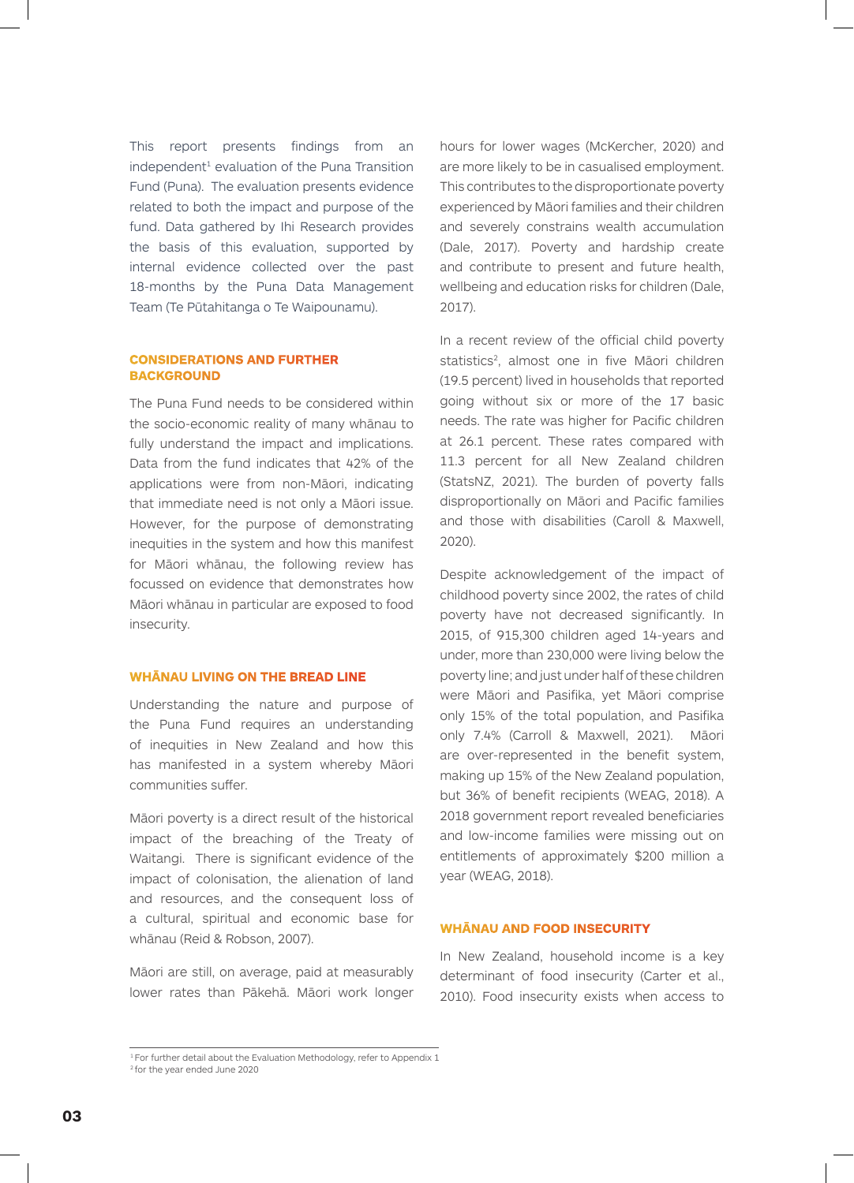This report presents findings from an independent[1] evaluation of the Puna Transition Fund (Puna). The evaluation presents evidence related to both the impact and purpose of the fund. Data gathered by Ihi Research provides the basis of this evaluation, supported by internal evidence collected over the past 18-months by the Puna Data Management Team (Te Pūtahitanga o Te Waipounamu).

### CONSIDERATIONS AND FURTHER BACKGROUND

The Puna Fund needs to be considered within the socio-economic reality of many whānau to fully understand the impact and implications. Data from the fund indicates that 42% of the applications were from non-Māori, indicating that immediate need is not only a Māori issue. However, for the purpose of demonstrating inequities in the system and how this manifest for Māori whānau, the following review has focussed on evidence that demonstrates how Māori whānau in particular are exposed to food insecurity.

### WHĀNAU LIVING ON THE BREAD LINE

Understanding the nature and purpose of the Puna Fund requires an understanding of inequities in New Zealand and how this has manifested in a system whereby Māori communities suffer.

Māori poverty is a direct result of the historical impact of the breaching of the Treaty of Waitangi. There is significant evidence of the impact of colonisation, the alienation of land and resources, and the consequent loss of a cultural, spiritual and economic base for whānau (Reid & Robson, 2007).

Māori are still, on average, paid at measurably lower rates than Pākehā. Māori work longer hours for lower wages (McKercher, 2020) and are more likely to be in casualised employment. This contributes to the disproportionate poverty experienced by Māori families and their children and severely constrains wealth accumulation (Dale, 2017). Poverty and hardship create and contribute to present and future health, wellbeing and education risks for children (Dale, 2017).

In a recent review of the official child poverty statistics[2], almost one in five Māori children (19.5 percent) lived in households that reported going without six or more of the 17 basic needs. The rate was higher for Pacific children at 26.1 percent. These rates compared with 11.3 percent for all New Zealand children (StatsNZ, 2021). The burden of poverty falls disproportionally on Māori and Pacific families and those with disabilities (Caroll & Maxwell, 2020).

Despite acknowledgement of the impact of childhood poverty since 2002, the rates of child poverty have not decreased significantly. In 2015, of 915,300 children aged 14-years and under, more than 230,000 were living below the poverty line; and just under half of these children were Māori and Pasifika, yet Māori comprise only 15% of the total population, and Pasifika only 7.4% (Carroll & Maxwell, 2021). Māori are over-represented in the benefit system, making up 15% of the New Zealand population, but 36% of benefit recipients (WEAG, 2018). A 2018 government report revealed beneficiaries and low-income families were missing out on entitlements of approximately $200 million a year (WEAG, 2018).

### WHĀNAU AND FOOD INSECURITY

In New Zealand, household income is a key determinant of food insecurity (Carter et al., 2010). Food insecurity exists when access to

---

[1] For further detail about the Evaluation Methodology, refer to Appendix 1

[2] for the year ended June 2020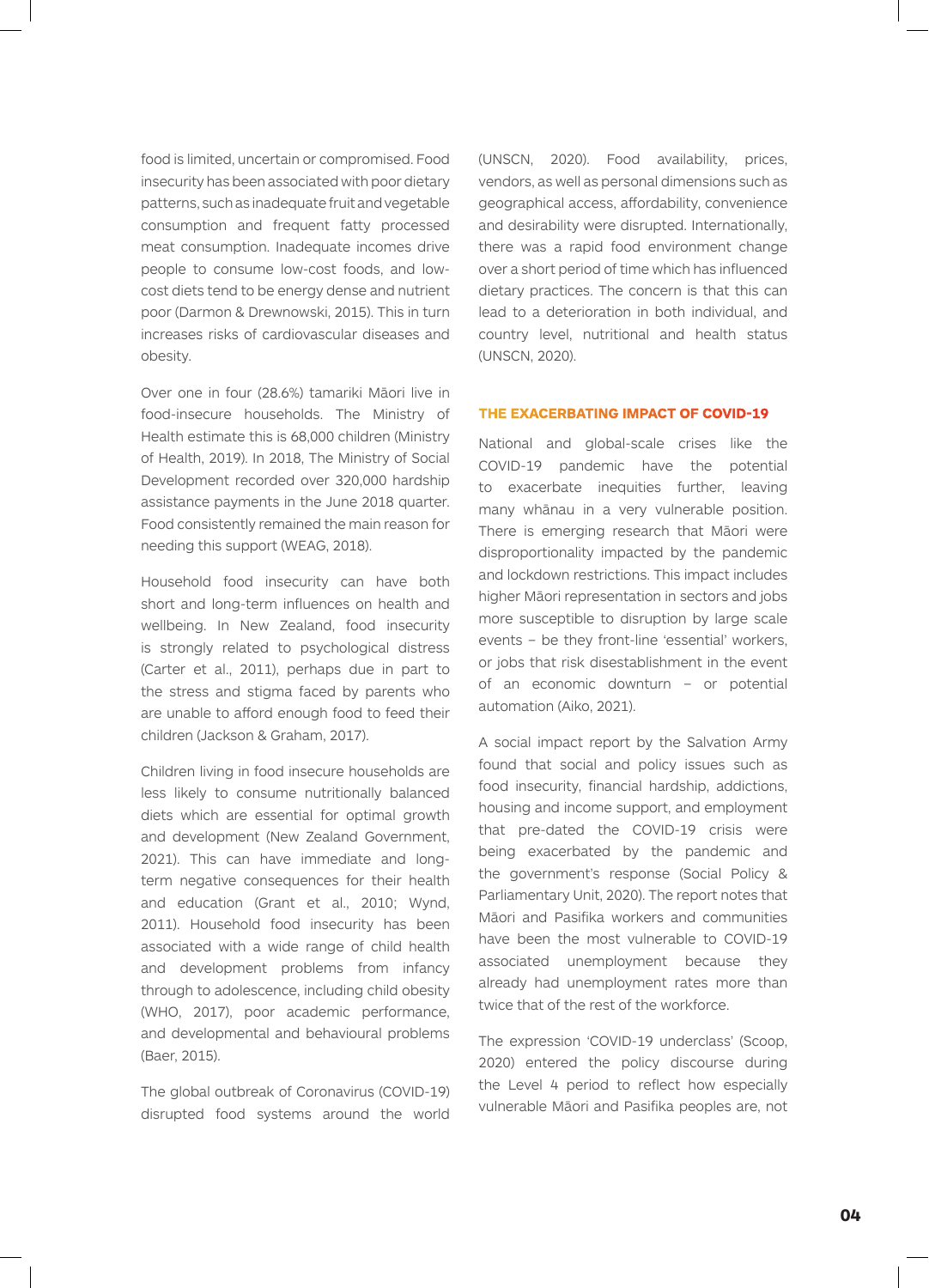food is limited, uncertain or compromised. Food insecurity has been associated with poor dietary patterns, such as inadequate fruit and vegetable consumption and frequent fatty processed meat consumption. Inadequate incomes drive people to consume low-cost foods, and low-cost diets tend to be energy dense and nutrient poor (Darmon & Drewnowski, 2015). This in turn increases risks of cardiovascular diseases and obesity.

Over one in four (28.6%) tamariki Māori live in food-insecure households. The Ministry of Health estimate this is 68,000 children (Ministry of Health, 2019). In 2018, The Ministry of Social Development recorded over 320,000 hardship assistance payments in the June 2018 quarter. Food consistently remained the main reason for needing this support (WEAG, 2018).

Household food insecurity can have both short and long-term influences on health and wellbeing. In New Zealand, food insecurity is strongly related to psychological distress (Carter et al., 2011), perhaps due in part to the stress and stigma faced by parents who are unable to afford enough food to feed their children (Jackson & Graham, 2017).

Children living in food insecure households are less likely to consume nutritionally balanced diets which are essential for optimal growth and development (New Zealand Government, 2021). This can have immediate and long-term negative consequences for their health and education (Grant et al., 2010; Wynd, 2011). Household food insecurity has been associated with a wide range of child health and development problems from infancy through to adolescence, including child obesity (WHO, 2017), poor academic performance, and developmental and behavioural problems (Baer, 2015).

The global outbreak of Coronavirus (COVID-19) disrupted food systems around the world (UNSCN, 2020). Food availability, prices, vendors, as well as personal dimensions such as geographical access, affordability, convenience and desirability were disrupted. Internationally, there was a rapid food environment change over a short period of time which has influenced dietary practices. The concern is that this can lead to a deterioration in both individual, and country level, nutritional and health status (UNSCN, 2020).

## THE EXACERBATING IMPACT OF COVID-19

National and global-scale crises like the COVID-19 pandemic have the potential to exacerbate inequities further, leaving many whānau in a very vulnerable position. There is emerging research that Māori were disproportionality impacted by the pandemic and lockdown restrictions. This impact includes higher Māori representation in sectors and jobs more susceptible to disruption by large scale events – be they front-line 'essential' workers, or jobs that risk disestablishment in the event of an economic downturn – or potential automation (Aiko, 2021).

A social impact report by the Salvation Army found that social and policy issues such as food insecurity, financial hardship, addictions, housing and income support, and employment that pre-dated the COVID-19 crisis were being exacerbated by the pandemic and the government's response (Social Policy & Parliamentary Unit, 2020). The report notes that Māori and Pasifika workers and communities have been the most vulnerable to COVID-19 associated unemployment because they already had unemployment rates more than twice that of the rest of the workforce.

The expression 'COVID-19 underclass' (Scoop, 2020) entered the policy discourse during the Level 4 period to reflect how especially vulnerable Māori and Pasifika peoples are, not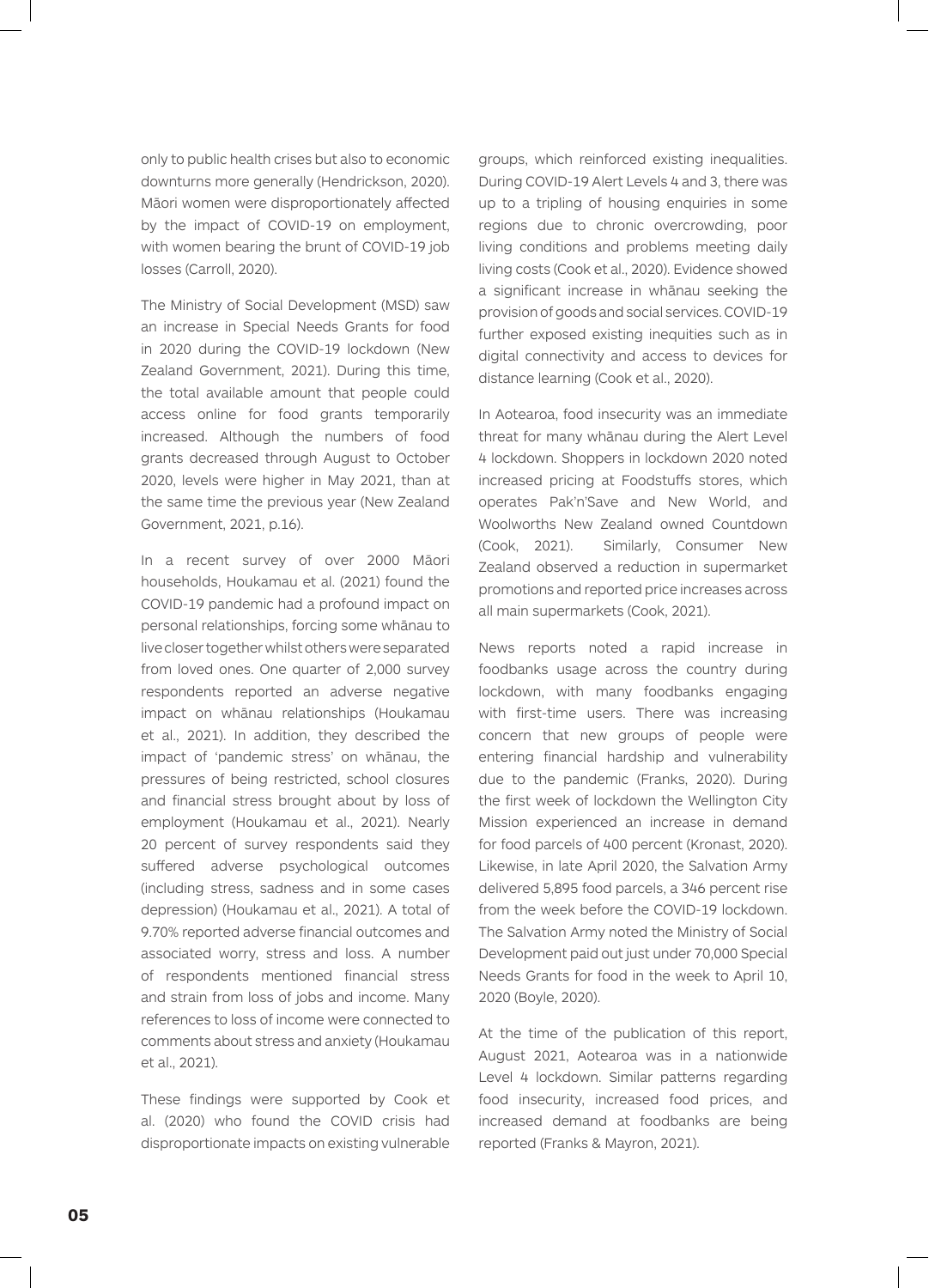only to public health crises but also to economic downturns more generally (Hendrickson, 2020). Māori women were disproportionately affected by the impact of COVID-19 on employment, with women bearing the brunt of COVID-19 job losses (Carroll, 2020).

The Ministry of Social Development (MSD) saw an increase in Special Needs Grants for food in 2020 during the COVID-19 lockdown (New Zealand Government, 2021). During this time, the total available amount that people could access online for food grants temporarily increased. Although the numbers of food grants decreased through August to October 2020, levels were higher in May 2021, than at the same time the previous year (New Zealand Government, 2021, p.16).

In a recent survey of over 2000 Māori households, Houkamau et al. (2021) found the COVID-19 pandemic had a profound impact on personal relationships, forcing some whānau to live closer together whilst others were separated from loved ones. One quarter of 2,000 survey respondents reported an adverse negative impact on whānau relationships (Houkamau et al., 2021). In addition, they described the impact of 'pandemic stress' on whānau, the pressures of being restricted, school closures and financial stress brought about by loss of employment (Houkamau et al., 2021). Nearly 20 percent of survey respondents said they suffered adverse psychological outcomes (including stress, sadness and in some cases depression) (Houkamau et al., 2021). A total of 9.70% reported adverse financial outcomes and associated worry, stress and loss. A number of respondents mentioned financial stress and strain from loss of jobs and income. Many references to loss of income were connected to comments about stress and anxiety (Houkamau et al., 2021).

These findings were supported by Cook et al. (2020) who found the COVID crisis had disproportionate impacts on existing vulnerable groups, which reinforced existing inequalities. During COVID-19 Alert Levels 4 and 3, there was up to a tripling of housing enquiries in some regions due to chronic overcrowding, poor living conditions and problems meeting daily living costs (Cook et al., 2020). Evidence showed a significant increase in whānau seeking the provision of goods and social services. COVID-19 further exposed existing inequities such as in digital connectivity and access to devices for distance learning (Cook et al., 2020).

In Aotearoa, food insecurity was an immediate threat for many whānau during the Alert Level 4 lockdown. Shoppers in lockdown 2020 noted increased pricing at Foodstuffs stores, which operates Pak'n'Save and New World, and Woolworths New Zealand owned Countdown (Cook, 2021). Similarly, Consumer New Zealand observed a reduction in supermarket promotions and reported price increases across all main supermarkets (Cook, 2021).

News reports noted a rapid increase in foodbanks usage across the country during lockdown, with many foodbanks engaging with first-time users. There was increasing concern that new groups of people were entering financial hardship and vulnerability due to the pandemic (Franks, 2020). During the first week of lockdown the Wellington City Mission experienced an increase in demand for food parcels of 400 percent (Kronast, 2020). Likewise, in late April 2020, the Salvation Army delivered 5,895 food parcels, a 346 percent rise from the week before the COVID-19 lockdown. The Salvation Army noted the Ministry of Social Development paid out just under 70,000 Special Needs Grants for food in the week to April 10, 2020 (Boyle, 2020).

At the time of the publication of this report, August 2021, Aotearoa was in a nationwide Level 4 lockdown. Similar patterns regarding food insecurity, increased food prices, and increased demand at foodbanks are being reported (Franks & Mayron, 2021).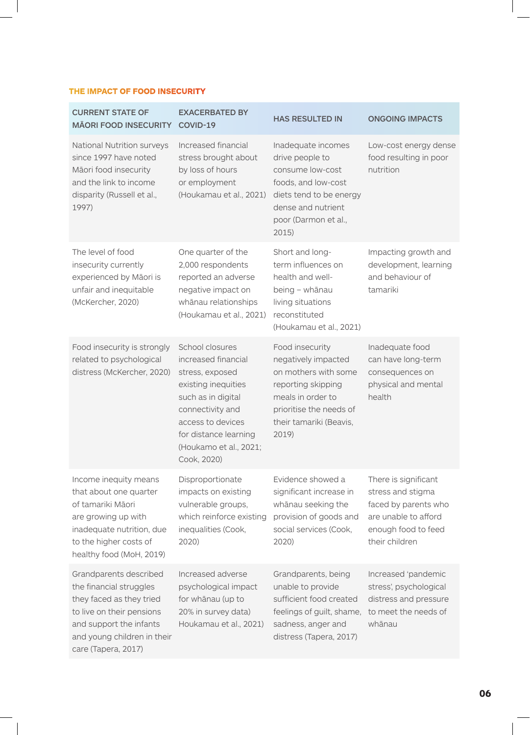### THE IMPACT OF FOOD INSECURITY

| CURRENT STATE OF MĀORI FOOD INSECURITY | EXACERBATED BY COVID-19 | HAS RESULTED IN | ONGOING IMPACTS |
|---|---|---|---|
| National Nutrition surveys since 1997 have noted Māori food insecurity and the link to income disparity (Russell et al., 1997) | Increased financial stress brought about by loss of hours or employment (Houkamau et al., 2021) | Inadequate incomes drive people to consume low-cost foods, and low-cost diets tend to be energy dense and nutrient poor (Darmon et al., 2015) | Low-cost energy dense food resulting in poor nutrition |
| The level of food insecurity currently experienced by Māori is unfair and inequitable (McKercher, 2020) | One quarter of the 2,000 respondents reported an adverse negative impact on whānau relationships (Houkamau et al., 2021) | Short and long-term influences on health and well-being – whānau living situations reconstituted (Houkamau et al., 2021) | Impacting growth and development, learning and behaviour of tamariki |
| Food insecurity is strongly related to psychological distress (McKercher, 2020) | School closures increased financial stress, exposed existing inequities such as in digital connectivity and access to devices for distance learning (Houkamo et al., 2021; Cook, 2020) | Food insecurity negatively impacted on mothers with some reporting skipping meals in order to prioritise the needs of their tamariki (Beavis, 2019) | Inadequate food can have long-term consequences on physical and mental health |
| Income inequity means that about one quarter of tamariki Māori are growing up with inadequate nutrition, due to the higher costs of healthy food (MoH, 2019) | Disproportionate impacts on existing vulnerable groups, which reinforce existing inequalities (Cook, 2020) | Evidence showed a significant increase in whānau seeking the provision of goods and social services (Cook, 2020) | There is significant stress and stigma faced by parents who are unable to afford enough food to feed their children |
| Grandparents described the financial struggles they faced as they tried to live on their pensions and support the infants and young children in their care (Tapera, 2017) | Increased adverse psychological impact for whānau (up to 20% in survey data) Houkamau et al., 2021) | Grandparents, being unable to provide sufficient food created feelings of guilt, shame, sadness, anger and distress (Tapera, 2017) | Increased 'pandemic stress', psychological distress and pressure to meet the needs of whānau |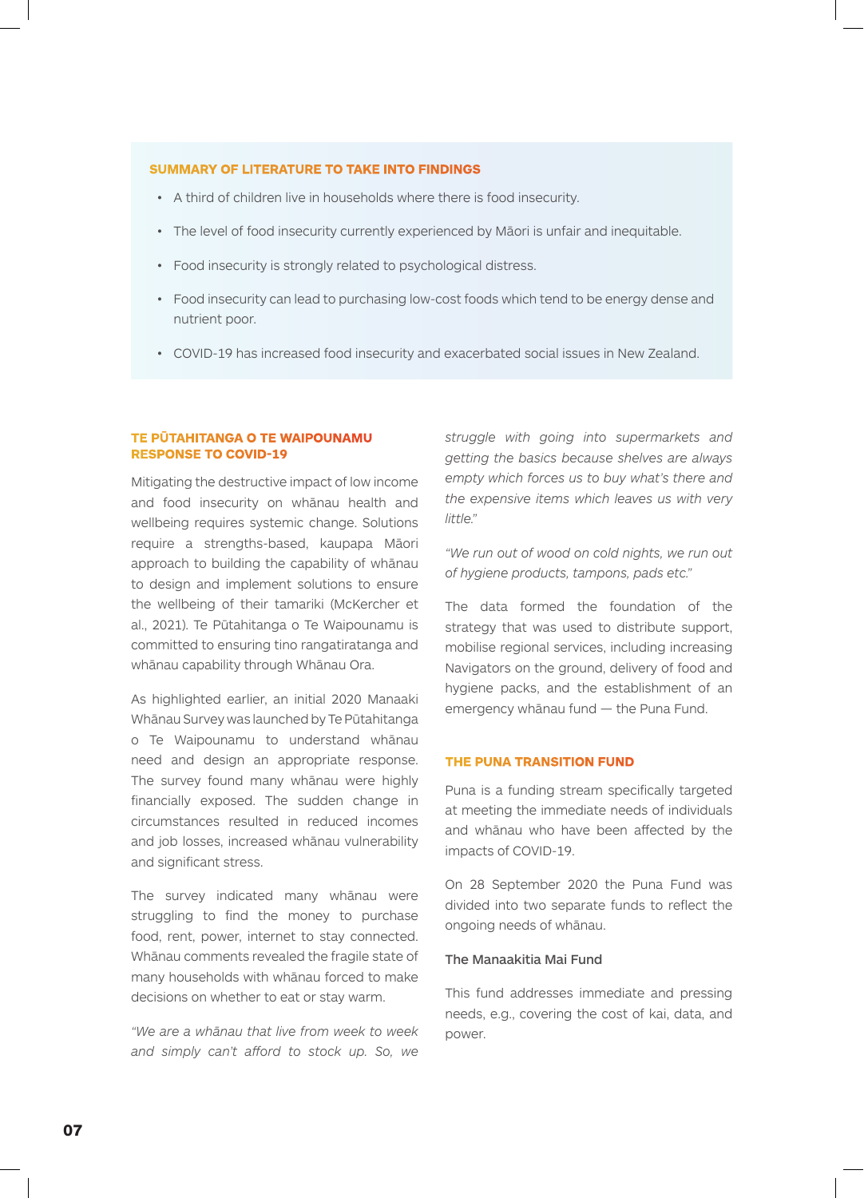**SUMMARY OF LITERATURE TO TAKE INTO FINDINGS**

- A third of children live in households where there is food insecurity.
- The level of food insecurity currently experienced by Māori is unfair and inequitable.
- Food insecurity is strongly related to psychological distress.
- Food insecurity can lead to purchasing low-cost foods which tend to be energy dense and nutrient poor.
- COVID-19 has increased food insecurity and exacerbated social issues in New Zealand.

## TE PŪTAHITANGA O TE WAIPOUNAMU RESPONSE TO COVID-19

Mitigating the destructive impact of low income and food insecurity on whānau health and wellbeing requires systemic change. Solutions require a strengths-based, kaupapa Māori approach to building the capability of whānau to design and implement solutions to ensure the wellbeing of their tamariki (McKercher et al., 2021). Te Pūtahitanga o Te Waipounamu is committed to ensuring tino rangatiratanga and whānau capability through Whānau Ora.

As highlighted earlier, an initial 2020 Manaaki Whānau Survey was launched by Te Pūtahitanga o Te Waipounamu to understand whānau need and design an appropriate response. The survey found many whānau were highly financially exposed. The sudden change in circumstances resulted in reduced incomes and job losses, increased whānau vulnerability and significant stress.

The survey indicated many whānau were struggling to find the money to purchase food, rent, power, internet to stay connected. Whānau comments revealed the fragile state of many households with whānau forced to make decisions on whether to eat or stay warm.

*"We are a whānau that live from week to week and simply can't afford to stock up. So, we struggle with going into supermarkets and getting the basics because shelves are always empty which forces us to buy what's there and the expensive items which leaves us with very little."*

*"We run out of wood on cold nights, we run out of hygiene products, tampons, pads etc."*

The data formed the foundation of the strategy that was used to distribute support, mobilise regional services, including increasing Navigators on the ground, delivery of food and hygiene packs, and the establishment of an emergency whānau fund — the Puna Fund.

## THE PUNA TRANSITION FUND

Puna is a funding stream specifically targeted at meeting the immediate needs of individuals and whānau who have been affected by the impacts of COVID-19.

On 28 September 2020 the Puna Fund was divided into two separate funds to reflect the ongoing needs of whānau.

### The Manaakitia Mai Fund

This fund addresses immediate and pressing needs, e.g., covering the cost of kai, data, and power.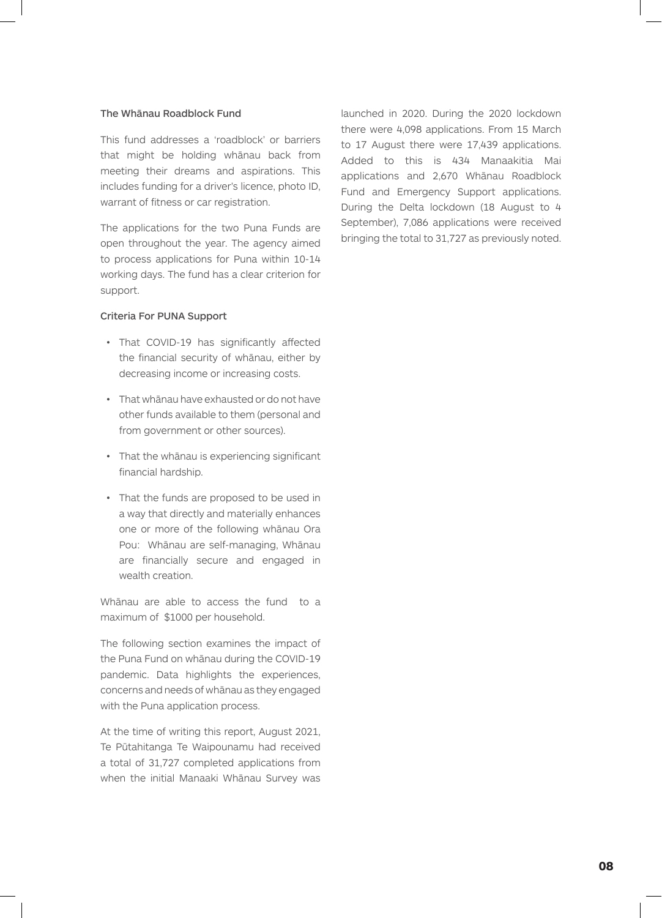### The Whānau Roadblock Fund

This fund addresses a 'roadblock' or barriers that might be holding whānau back from meeting their dreams and aspirations. This includes funding for a driver's licence, photo ID, warrant of fitness or car registration.

The applications for the two Puna Funds are open throughout the year. The agency aimed to process applications for Puna within 10-14 working days. The fund has a clear criterion for support.

### Criteria For PUNA Support

- That COVID-19 has significantly affected the financial security of whānau, either by decreasing income or increasing costs.
- That whānau have exhausted or do not have other funds available to them (personal and from government or other sources).
- That the whānau is experiencing significant financial hardship.
- That the funds are proposed to be used in a way that directly and materially enhances one or more of the following whānau Ora Pou: Whānau are self-managing, Whānau are financially secure and engaged in wealth creation.

Whānau are able to access the fund to a maximum of $1000 per household.

The following section examines the impact of the Puna Fund on whānau during the COVID-19 pandemic. Data highlights the experiences, concerns and needs of whānau as they engaged with the Puna application process.

At the time of writing this report, August 2021, Te Pūtahitanga Te Waipounamu had received a total of 31,727 completed applications from when the initial Manaaki Whānau Survey was launched in 2020. During the 2020 lockdown there were 4,098 applications. From 15 March to 17 August there were 17,439 applications. Added to this is 434 Manaakitia Mai applications and 2,670 Whānau Roadblock Fund and Emergency Support applications. During the Delta lockdown (18 August to 4 September), 7,086 applications were received bringing the total to 31,727 as previously noted.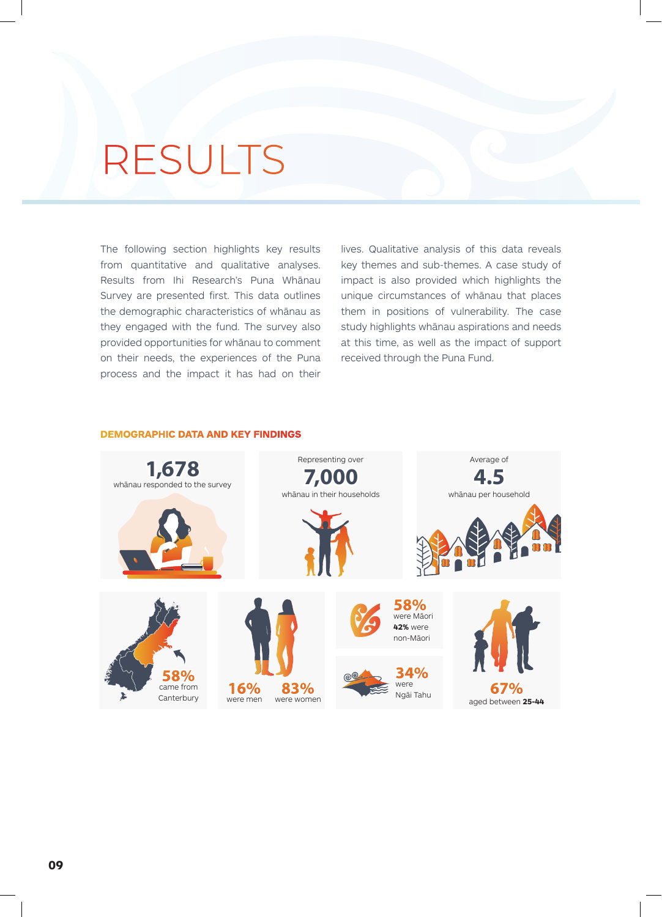# RESULTS

The following section highlights key results from quantitative and qualitative analyses. Results from Ihi Research's Puna Whānau Survey are presented first. This data outlines the demographic characteristics of whānau as they engaged with the fund. The survey also provided opportunities for whānau to comment on their needs, the experiences of the Puna process and the impact it has had on their lives. Qualitative analysis of this data reveals key themes and sub-themes. A case study of impact is also provided which highlights the unique circumstances of whānau that places them in positions of vulnerability. The case study highlights whānau aspirations and needs at this time, as well as the impact of support received through the Puna Fund.

## DEMOGRAPHIC DATA AND KEY FINDINGS

**1,678**
whānau responded to the survey

Representing over
**7,000**
whānau in their households

Average of
**4.5**
whānau per household

**58%**
came from Canterbury

**16%**
were men

**83%**
were women

**58%**
were Māori
**42%** were non-Māori

**34%**
were Ngāi Tahu

**67%**
aged between **25-44**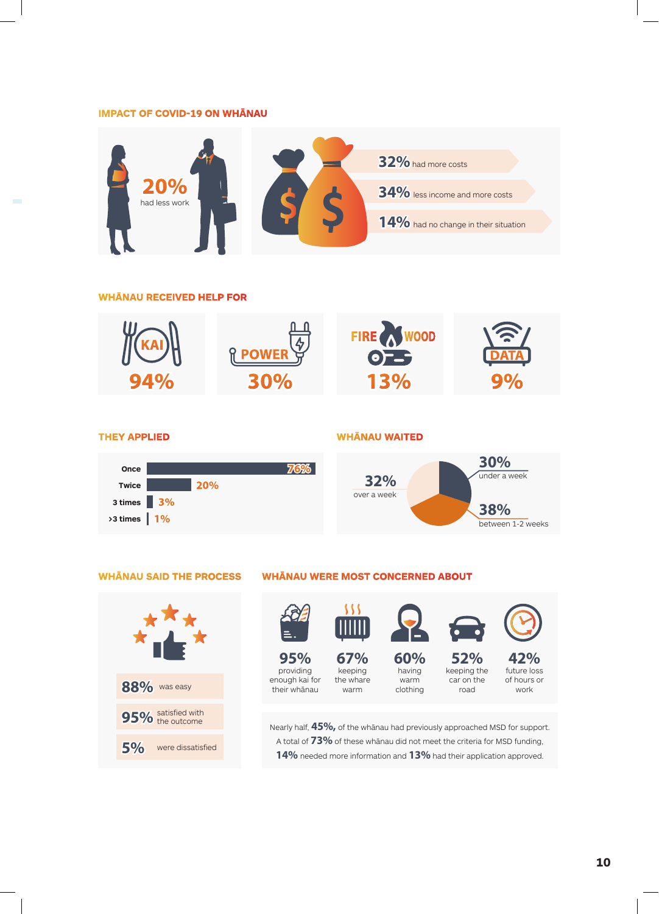## IMPACT OF COVID-19 ON WHĀNAU

**20%** had less work

**32%** had more costs

**34%** less income and more costs

**14%** had no change in their situation

## WHĀNAU RECEIVED HELP FOR

| KAI | POWER | FIREWOOD | DATA |
|---|---|---|---|
| 94% | 30% | 13% | 9% |

## THEY APPLIED

| | |
|---|---|
| Once | 76% |
| Twice | 20% |
| 3 times | 3% |
| >3 times | 1% |

## WHĀNAU WAITED

**30%** under a week

**38%** between 1-2 weeks

**32%** over a week

## WHĀNAU SAID THE PROCESS

**88%** was easy

**95%** satisfied with the outcome

**5%** were dissatisfied

## WHĀNAU WERE MOST CONCERNED ABOUT

**95%** providing enough kai for their whānau

**67%** keeping the whare warm

**60%** having warm clothing

**52%** keeping the car on the road

**42%** future loss of hours or work

Nearly half, **45%,** of the whānau had previously approached MSD for support. A total of **73%** of these whānau did not meet the criteria for MSD funding, **14%** needed more information and **13%** had their application approved.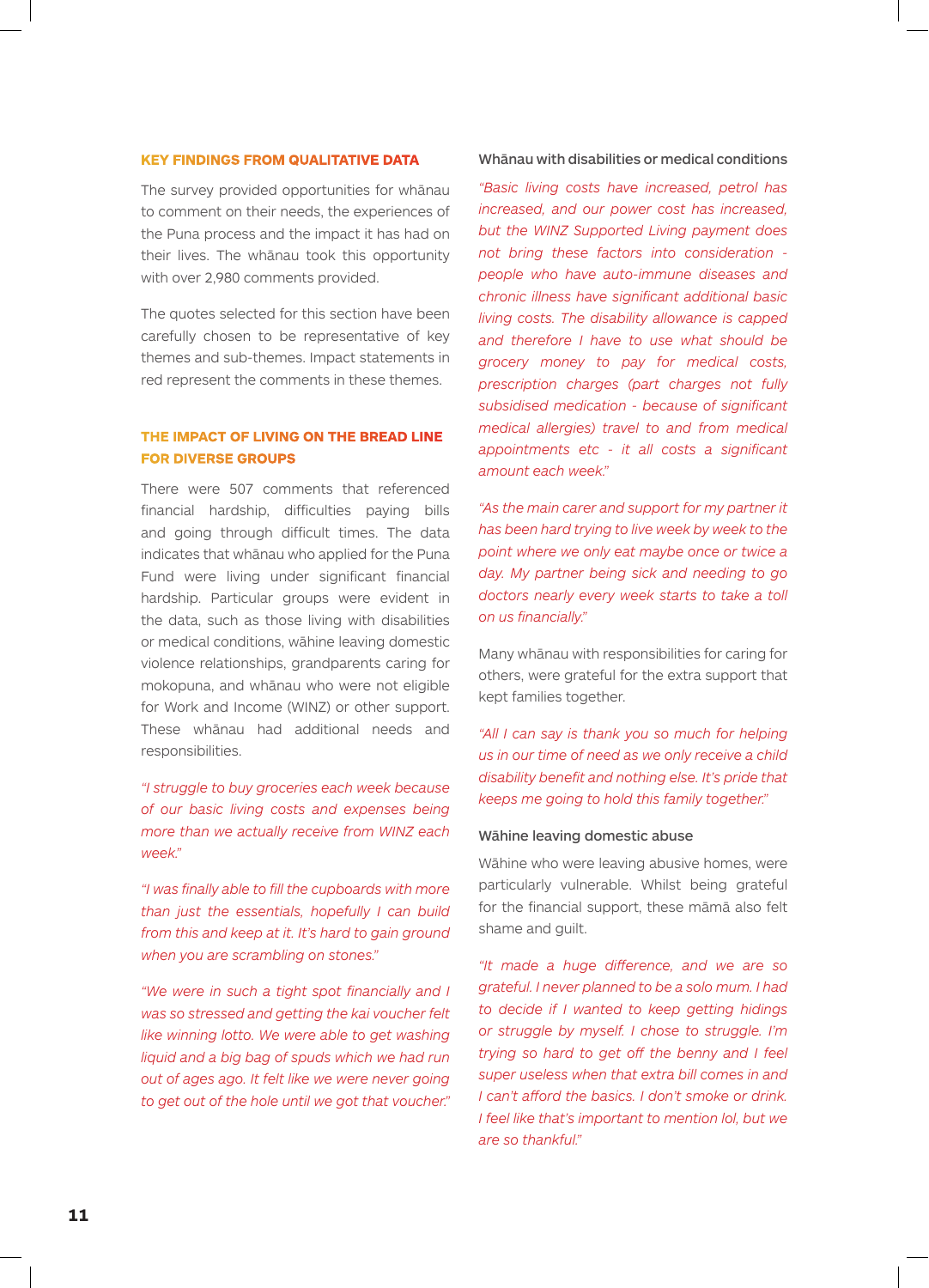## KEY FINDINGS FROM QUALITATIVE DATA

The survey provided opportunities for whānau to comment on their needs, the experiences of the Puna process and the impact it has had on their lives. The whānau took this opportunity with over 2,980 comments provided.

The quotes selected for this section have been carefully chosen to be representative of key themes and sub-themes. Impact statements in red represent the comments in these themes.

## THE IMPACT OF LIVING ON THE BREAD LINE FOR DIVERSE GROUPS

There were 507 comments that referenced financial hardship, difficulties paying bills and going through difficult times. The data indicates that whānau who applied for the Puna Fund were living under significant financial hardship. Particular groups were evident in the data, such as those living with disabilities or medical conditions, wāhine leaving domestic violence relationships, grandparents caring for mokopuna, and whānau who were not eligible for Work and Income (WINZ) or other support. These whānau had additional needs and responsibilities.

*"I struggle to buy groceries each week because of our basic living costs and expenses being more than we actually receive from WINZ each week."*

*"I was finally able to fill the cupboards with more than just the essentials, hopefully I can build from this and keep at it. It's hard to gain ground when you are scrambling on stones."*

*"We were in such a tight spot financially and I was so stressed and getting the kai voucher felt like winning lotto. We were able to get washing liquid and a big bag of spuds which we had run out of ages ago. It felt like we were never going to get out of the hole until we got that voucher."*

### Whānau with disabilities or medical conditions

*"Basic living costs have increased, petrol has increased, and our power cost has increased, but the WINZ Supported Living payment does not bring these factors into consideration - people who have auto-immune diseases and chronic illness have significant additional basic living costs. The disability allowance is capped and therefore I have to use what should be grocery money to pay for medical costs, prescription charges (part charges not fully subsidised medication - because of significant medical allergies) travel to and from medical appointments etc - it all costs a significant amount each week."*

*"As the main carer and support for my partner it has been hard trying to live week by week to the point where we only eat maybe once or twice a day. My partner being sick and needing to go doctors nearly every week starts to take a toll on us financially."*

Many whānau with responsibilities for caring for others, were grateful for the extra support that kept families together.

*"All I can say is thank you so much for helping us in our time of need as we only receive a child disability benefit and nothing else. It's pride that keeps me going to hold this family together."*

### Wāhine leaving domestic abuse

Wāhine who were leaving abusive homes, were particularly vulnerable. Whilst being grateful for the financial support, these māmā also felt shame and guilt.

*"It made a huge difference, and we are so grateful. I never planned to be a solo mum. I had to decide if I wanted to keep getting hidings or struggle by myself. I chose to struggle. I'm trying so hard to get off the benny and I feel super useless when that extra bill comes in and I can't afford the basics. I don't smoke or drink. I feel like that's important to mention lol, but we are so thankful."*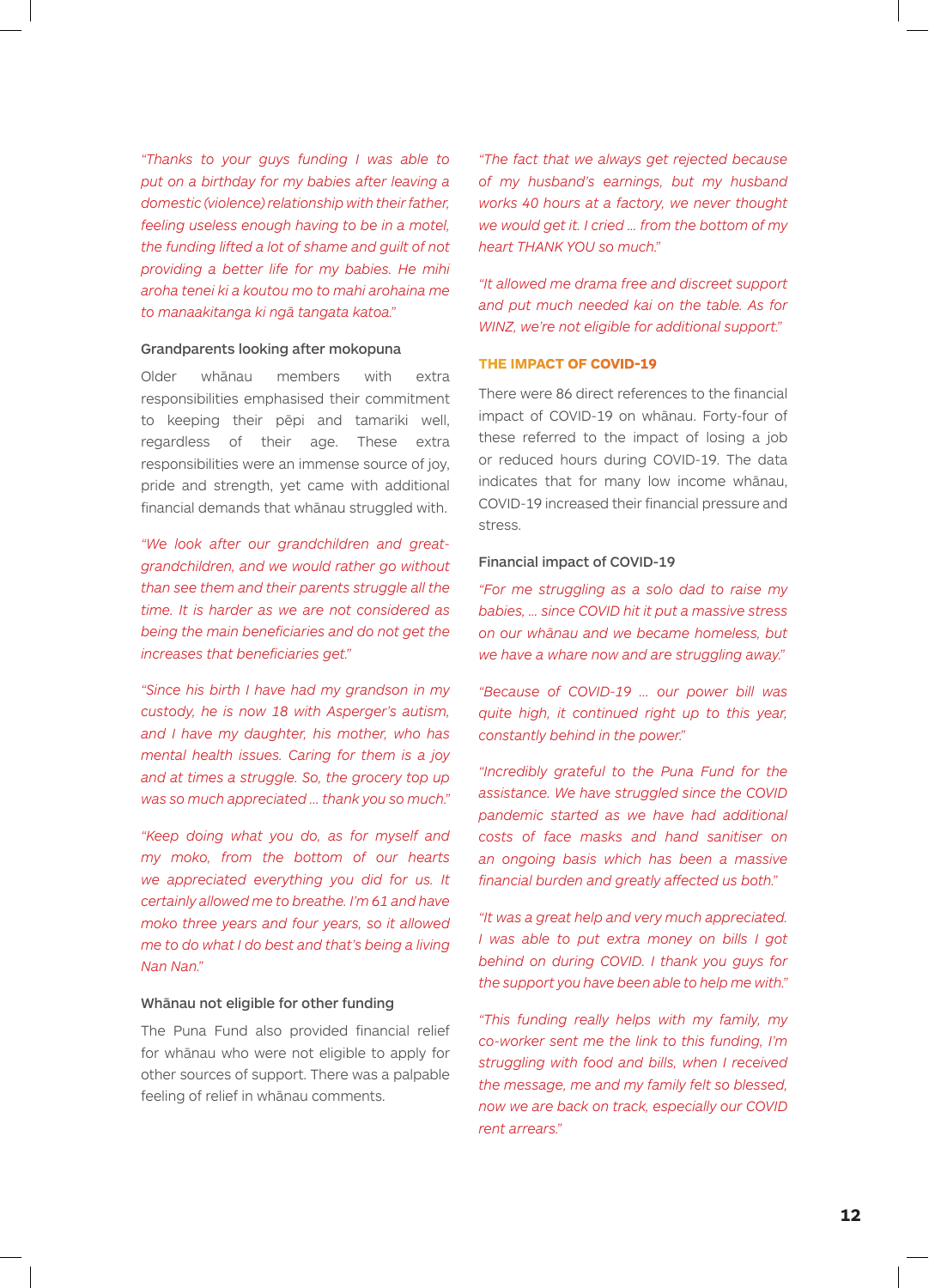*"Thanks to your guys funding I was able to put on a birthday for my babies after leaving a domestic (violence) relationship with their father, feeling useless enough having to be in a motel, the funding lifted a lot of shame and guilt of not providing a better life for my babies. He mihi aroha tenei ki a koutou mo to mahi arohaina me to manaakitanga ki ngā tangata katoa."*

### Grandparents looking after mokopuna

Older whānau members with extra responsibilities emphasised their commitment to keeping their pēpi and tamariki well, regardless of their age. These extra responsibilities were an immense source of joy, pride and strength, yet came with additional financial demands that whānau struggled with.

*"We look after our grandchildren and great-grandchildren, and we would rather go without than see them and their parents struggle all the time. It is harder as we are not considered as being the main beneficiaries and do not get the increases that beneficiaries get."*

*"Since his birth I have had my grandson in my custody, he is now 18 with Asperger's autism, and I have my daughter, his mother, who has mental health issues. Caring for them is a joy and at times a struggle. So, the grocery top up was so much appreciated ... thank you so much."*

*"Keep doing what you do, as for myself and my moko, from the bottom of our hearts we appreciated everything you did for us. It certainly allowed me to breathe. I'm 61 and have moko three years and four years, so it allowed me to do what I do best and that's being a living Nan Nan."*

### Whānau not eligible for other funding

The Puna Fund also provided financial relief for whānau who were not eligible to apply for other sources of support. There was a palpable feeling of relief in whānau comments.

*"The fact that we always get rejected because of my husband's earnings, but my husband works 40 hours at a factory, we never thought we would get it. I cried ... from the bottom of my heart THANK YOU so much."*

*"It allowed me drama free and discreet support and put much needed kai on the table. As for WINZ, we're not eligible for additional support."*

## THE IMPACT OF COVID-19

There were 86 direct references to the financial impact of COVID-19 on whānau. Forty-four of these referred to the impact of losing a job or reduced hours during COVID-19. The data indicates that for many low income whānau, COVID-19 increased their financial pressure and stress.

### Financial impact of COVID-19

*"For me struggling as a solo dad to raise my babies, ... since COVID hit it put a massive stress on our whānau and we became homeless, but we have a whare now and are struggling away."*

*"Because of COVID-19 ... our power bill was quite high, it continued right up to this year, constantly behind in the power."*

*"Incredibly grateful to the Puna Fund for the assistance. We have struggled since the COVID pandemic started as we have had additional costs of face masks and hand sanitiser on an ongoing basis which has been a massive financial burden and greatly affected us both."*

*"It was a great help and very much appreciated. I was able to put extra money on bills I got behind on during COVID. I thank you guys for the support you have been able to help me with."*

*"This funding really helps with my family, my co-worker sent me the link to this funding, I'm struggling with food and bills, when I received the message, me and my family felt so blessed, now we are back on track, especially our COVID rent arrears."*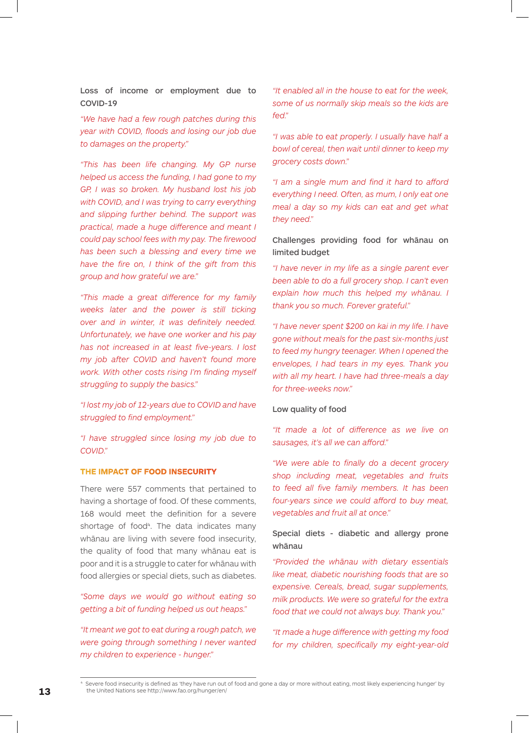Loss of income or employment due to COVID-19

*"We have had a few rough patches during this year with COVID, floods and losing our job due to damages on the property."*

*"This has been life changing. My GP nurse helped us access the funding, I had gone to my GP, I was so broken. My husband lost his job with COVID, and I was trying to carry everything and slipping further behind. The support was practical, made a huge difference and meant I could pay school fees with my pay. The firewood has been such a blessing and every time we have the fire on, I think of the gift from this group and how grateful we are."*

*"This made a great difference for my family weeks later and the power is still ticking over and in winter, it was definitely needed. Unfortunately, we have one worker and his pay has not increased in at least five-years. I lost my job after COVID and haven't found more work. With other costs rising I'm finding myself struggling to supply the basics."*

*"I lost my job of 12-years due to COVID and have struggled to find employment."*

*"I have struggled since losing my job due to COVID."*

## THE IMPACT OF FOOD INSECURITY

There were 557 comments that pertained to having a shortage of food. Of these comments, 168 would meet the definition for a severe shortage of food[4]. The data indicates many whānau are living with severe food insecurity, the quality of food that many whānau eat is poor and it is a struggle to cater for whānau with food allergies or special diets, such as diabetes.

*"Some days we would go without eating so getting a bit of funding helped us out heaps."*

*"It meant we got to eat during a rough patch, we were going through something I never wanted my children to experience - hunger."*

*"It enabled all in the house to eat for the week, some of us normally skip meals so the kids are fed."*

*"I was able to eat properly. I usually have half a bowl of cereal, then wait until dinner to keep my grocery costs down."*

*"I am a single mum and find it hard to afford everything I need. Often, as mum, I only eat one meal a day so my kids can eat and get what they need."*

Challenges providing food for whānau on limited budget

*"I have never in my life as a single parent ever been able to do a full grocery shop. I can't even explain how much this helped my whānau. I thank you so much. Forever grateful."*

*"I have never spent $200 on kai in my life. I have gone without meals for the past six-months just to feed my hungry teenager. When I opened the envelopes, I had tears in my eyes. Thank you with all my heart. I have had three-meals a day for three-weeks now."*

Low quality of food

*"It made a lot of difference as we live on sausages, it's all we can afford."*

*"We were able to finally do a decent grocery shop including meat, vegetables and fruits to feed all five family members. It has been four-years since we could afford to buy meat, vegetables and fruit all at once."*

Special diets - diabetic and allergy prone whānau

*"Provided the whānau with dietary essentials like meat, diabetic nourishing foods that are so expensive. Cereals, bread, sugar supplements, milk products. We were so grateful for the extra food that we could not always buy. Thank you."*

*"It made a huge difference with getting my food for my children, specifically my eight-year-old*

[4] Severe food insecurity is defined as 'they have run out of food and gone a day or more without eating, most likely experiencing hunger' by the United Nations see http://www.fao.org/hunger/en/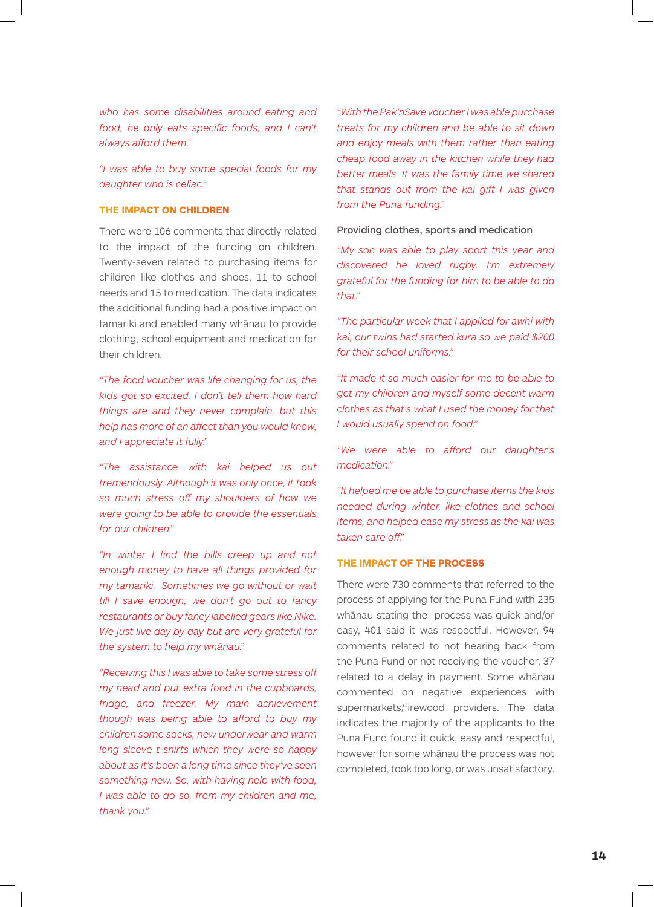*who has some disabilities around eating and food, he only eats specific foods, and I can't always afford them."*

*"I was able to buy some special foods for my daughter who is celiac."*

## THE IMPACT ON CHILDREN

There were 106 comments that directly related to the impact of the funding on children. Twenty-seven related to purchasing items for children like clothes and shoes, 11 to school needs and 15 to medication. The data indicates the additional funding had a positive impact on tamariki and enabled many whānau to provide clothing, school equipment and medication for their children.

*"The food voucher was life changing for us, the kids got so excited. I don't tell them how hard things are and they never complain, but this help has more of an affect than you would know, and I appreciate it fully."*

*"The assistance with kai helped us out tremendously. Although it was only once, it took so much stress off my shoulders of how we were going to be able to provide the essentials for our children."*

*"In winter I find the bills creep up and not enough money to have all things provided for my tamariki. Sometimes we go without or wait till I save enough; we don't go out to fancy restaurants or buy fancy labelled gears like Nike. We just live day by day but are very grateful for the system to help my whānau."*

*"Receiving this I was able to take some stress off my head and put extra food in the cupboards, fridge, and freezer. My main achievement though was being able to afford to buy my children some socks, new underwear and warm long sleeve t-shirts which they were so happy about as it's been a long time since they've seen something new. So, with having help with food, I was able to do so, from my children and me, thank you."*

*"With the Pak'nSave voucher I was able purchase treats for my children and be able to sit down and enjoy meals with them rather than eating cheap food away in the kitchen while they had better meals. It was the family time we shared that stands out from the kai gift I was given from the Puna funding."*

### Providing clothes, sports and medication

*"My son was able to play sport this year and discovered he loved rugby. I'm extremely grateful for the funding for him to be able to do that."*

*"The particular week that I applied for awhi with kai, our twins had started kura so we paid $200 for their school uniforms."*

*"It made it so much easier for me to be able to get my children and myself some decent warm clothes as that's what I used the money for that I would usually spend on food."*

*"We were able to afford our daughter's medication."*

*"It helped me be able to purchase items the kids needed during winter, like clothes and school items, and helped ease my stress as the kai was taken care off."*

## THE IMPACT OF THE PROCESS

There were 730 comments that referred to the process of applying for the Puna Fund with 235 whānau stating the process was quick and/or easy, 401 said it was respectful. However, 94 comments related to not hearing back from the Puna Fund or not receiving the voucher, 37 related to a delay in payment. Some whānau commented on negative experiences with supermarkets/firewood providers. The data indicates the majority of the applicants to the Puna Fund found it quick, easy and respectful, however for some whānau the process was not completed, took too long, or was unsatisfactory.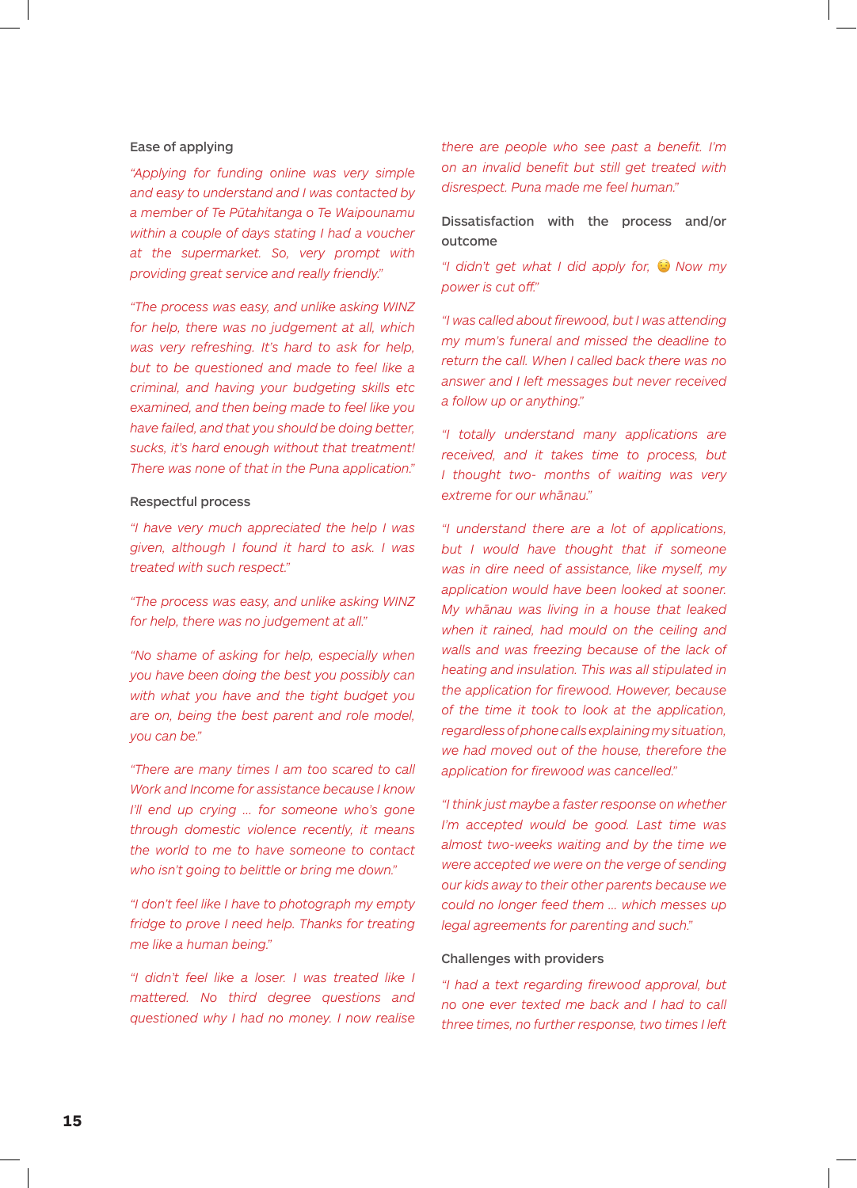### Ease of applying

*"Applying for funding online was very simple and easy to understand and I was contacted by a member of Te Pūtahitanga o Te Waipounamu within a couple of days stating I had a voucher at the supermarket. So, very prompt with providing great service and really friendly."*

*"The process was easy, and unlike asking WINZ for help, there was no judgement at all, which was very refreshing. It's hard to ask for help, but to be questioned and made to feel like a criminal, and having your budgeting skills etc examined, and then being made to feel like you have failed, and that you should be doing better, sucks, it's hard enough without that treatment! There was none of that in the Puna application."*

### Respectful process

*"I have very much appreciated the help I was given, although I found it hard to ask. I was treated with such respect."*

*"The process was easy, and unlike asking WINZ for help, there was no judgement at all."*

*"No shame of asking for help, especially when you have been doing the best you possibly can with what you have and the tight budget you are on, being the best parent and role model, you can be."*

*"There are many times I am too scared to call Work and Income for assistance because I know I'll end up crying ... for someone who's gone through domestic violence recently, it means the world to me to have someone to contact who isn't going to belittle or bring me down."*

*"I don't feel like I have to photograph my empty fridge to prove I need help. Thanks for treating me like a human being."*

*"I didn't feel like a loser. I was treated like I mattered. No third degree questions and questioned why I had no money. I now realise there are people who see past a benefit. I'm on an invalid benefit but still get treated with disrespect. Puna made me feel human."*

### Dissatisfaction with the process and/or outcome

*"I didn't get what I did apply for, 😢 Now my power is cut off."*

*"I was called about firewood, but I was attending my mum's funeral and missed the deadline to return the call. When I called back there was no answer and I left messages but never received a follow up or anything."*

*"I totally understand many applications are received, and it takes time to process, but I thought two- months of waiting was very extreme for our whānau."*

*"I understand there are a lot of applications, but I would have thought that if someone was in dire need of assistance, like myself, my application would have been looked at sooner. My whānau was living in a house that leaked when it rained, had mould on the ceiling and walls and was freezing because of the lack of heating and insulation. This was all stipulated in the application for firewood. However, because of the time it took to look at the application, regardless of phone calls explaining my situation, we had moved out of the house, therefore the application for firewood was cancelled."*

*"I think just maybe a faster response on whether I'm accepted would be good. Last time was almost two-weeks waiting and by the time we were accepted we were on the verge of sending our kids away to their other parents because we could no longer feed them ... which messes up legal agreements for parenting and such."*

### Challenges with providers

*"I had a text regarding firewood approval, but no one ever texted me back and I had to call three times, no further response, two times I left*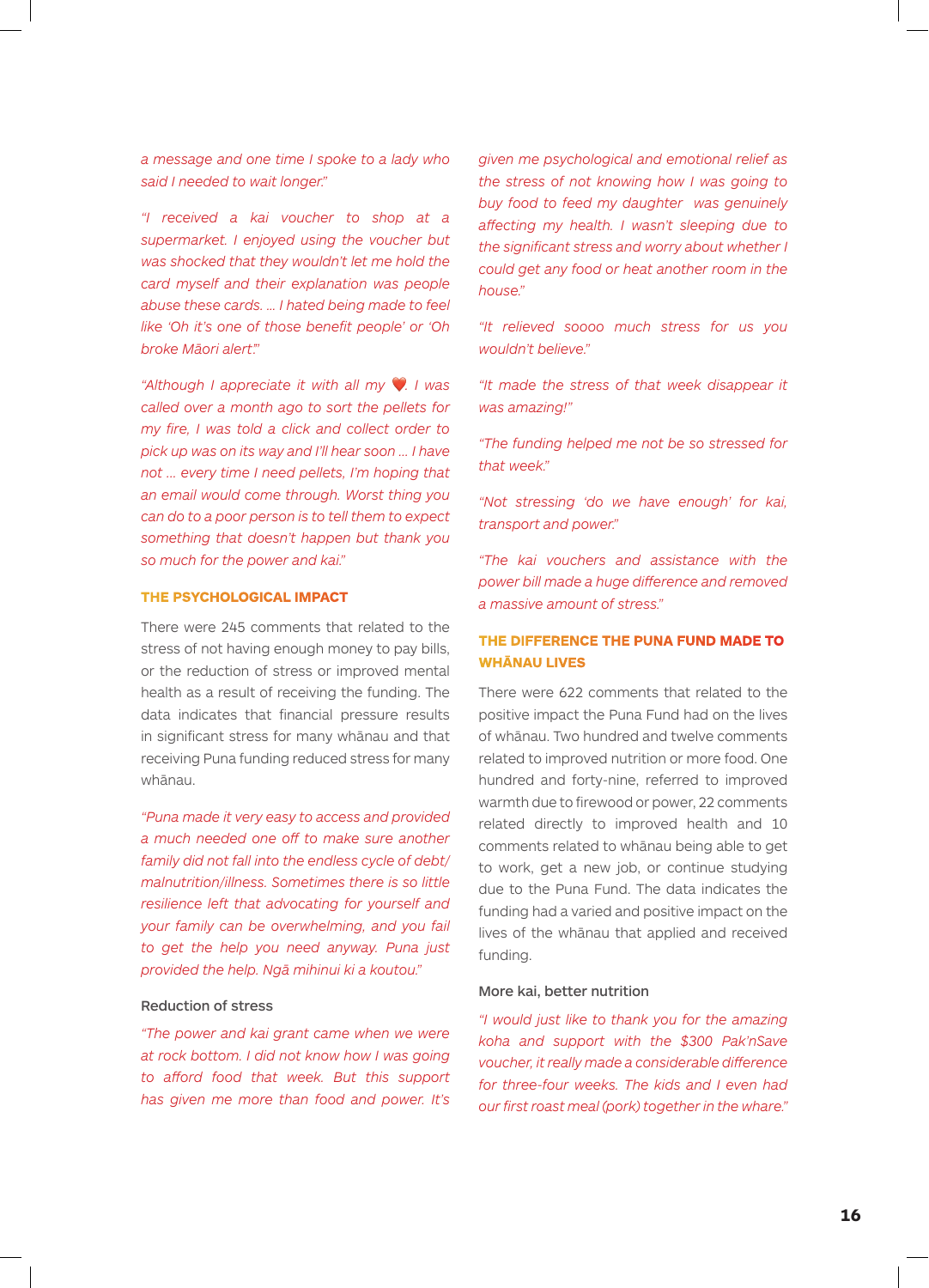*a message and one time I spoke to a lady who said I needed to wait longer."*

*"I received a kai voucher to shop at a supermarket. I enjoyed using the voucher but was shocked that they wouldn't let me hold the card myself and their explanation was people abuse these cards. ... I hated being made to feel like 'Oh it's one of those benefit people' or 'Oh broke Māori alert'."*

*"Although I appreciate it with all my ❤️. I was called over a month ago to sort the pellets for my fire, I was told a click and collect order to pick up was on its way and I'll hear soon ... I have not ... every time I need pellets, I'm hoping that an email would come through. Worst thing you can do to a poor person is to tell them to expect something that doesn't happen but thank you so much for the power and kai."*

## THE PSYCHOLOGICAL IMPACT

There were 245 comments that related to the stress of not having enough money to pay bills, or the reduction of stress or improved mental health as a result of receiving the funding. The data indicates that financial pressure results in significant stress for many whānau and that receiving Puna funding reduced stress for many whānau.

*"Puna made it very easy to access and provided a much needed one off to make sure another family did not fall into the endless cycle of debt/malnutrition/illness. Sometimes there is so little resilience left that advocating for yourself and your family can be overwhelming, and you fail to get the help you need anyway. Puna just provided the help. Ngā mihinui ki a koutou."*

### Reduction of stress

*"The power and kai grant came when we were at rock bottom. I did not know how I was going to afford food that week. But this support has given me more than food and power. It's given me psychological and emotional relief as the stress of not knowing how I was going to buy food to feed my daughter was genuinely affecting my health. I wasn't sleeping due to the significant stress and worry about whether I could get any food or heat another room in the house."*

*"It relieved soooo much stress for us you wouldn't believe."*

*"It made the stress of that week disappear it was amazing!"*

*"The funding helped me not be so stressed for that week."*

*"Not stressing 'do we have enough' for kai, transport and power."*

*"The kai vouchers and assistance with the power bill made a huge difference and removed a massive amount of stress."*

## THE DIFFERENCE THE PUNA FUND MADE TO WHĀNAU LIVES

There were 622 comments that related to the positive impact the Puna Fund had on the lives of whānau. Two hundred and twelve comments related to improved nutrition or more food. One hundred and forty-nine, referred to improved warmth due to firewood or power, 22 comments related directly to improved health and 10 comments related to whānau being able to get to work, get a new job, or continue studying due to the Puna Fund. The data indicates the funding had a varied and positive impact on the lives of the whānau that applied and received funding.

### More kai, better nutrition

*"I would just like to thank you for the amazing koha and support with the $300 Pak'nSave voucher, it really made a considerable difference for three-four weeks. The kids and I even had our first roast meal (pork) together in the whare."*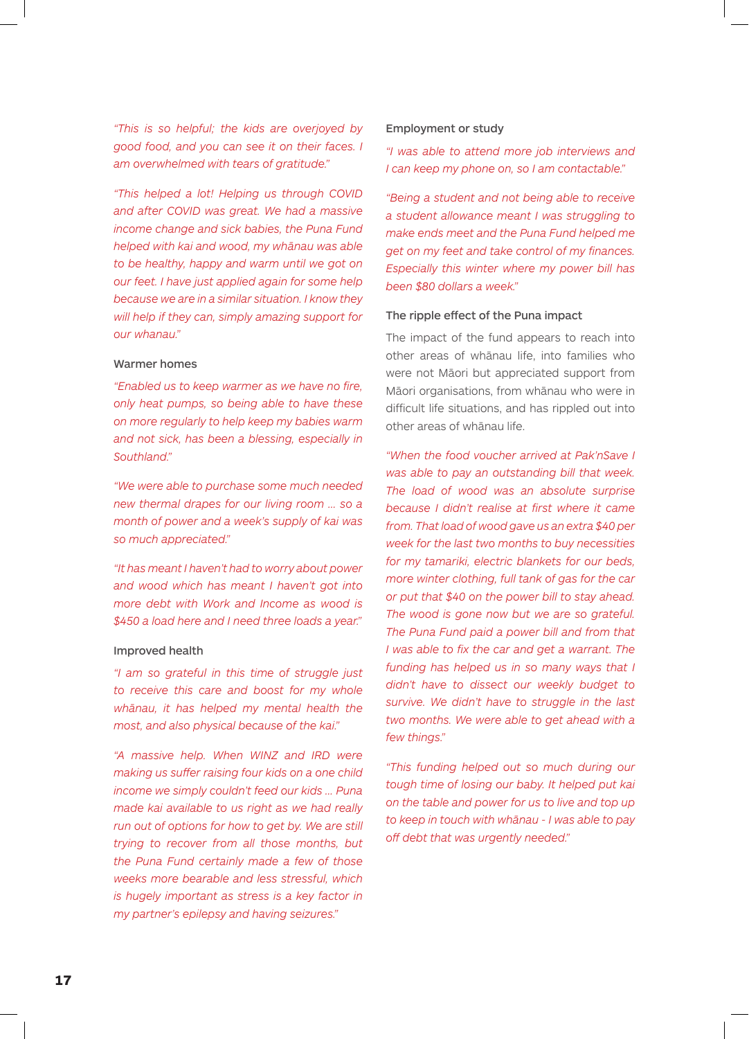*"This is so helpful; the kids are overjoyed by good food, and you can see it on their faces. I am overwhelmed with tears of gratitude."*

*"This helped a lot! Helping us through COVID and after COVID was great. We had a massive income change and sick babies, the Puna Fund helped with kai and wood, my whānau was able to be healthy, happy and warm until we got on our feet. I have just applied again for some help because we are in a similar situation. I know they will help if they can, simply amazing support for our whanau."*

### Warmer homes

*"Enabled us to keep warmer as we have no fire, only heat pumps, so being able to have these on more regularly to help keep my babies warm and not sick, has been a blessing, especially in Southland."*

*"We were able to purchase some much needed new thermal drapes for our living room ... so a month of power and a week's supply of kai was so much appreciated."*

*"It has meant I haven't had to worry about power and wood which has meant I haven't got into more debt with Work and Income as wood is $450 a load here and I need three loads a year."*

### Improved health

*"I am so grateful in this time of struggle just to receive this care and boost for my whole whānau, it has helped my mental health the most, and also physical because of the kai."*

*"A massive help. When WINZ and IRD were making us suffer raising four kids on a one child income we simply couldn't feed our kids ... Puna made kai available to us right as we had really run out of options for how to get by. We are still trying to recover from all those months, but the Puna Fund certainly made a few of those weeks more bearable and less stressful, which is hugely important as stress is a key factor in my partner's epilepsy and having seizures."*

### Employment or study

*"I was able to attend more job interviews and I can keep my phone on, so I am contactable."*

*"Being a student and not being able to receive a student allowance meant I was struggling to make ends meet and the Puna Fund helped me get on my feet and take control of my finances. Especially this winter where my power bill has been $80 dollars a week."*

### The ripple effect of the Puna impact

The impact of the fund appears to reach into other areas of whānau life, into families who were not Māori but appreciated support from Māori organisations, from whānau who were in difficult life situations, and has rippled out into other areas of whānau life.

*"When the food voucher arrived at Pak'nSave I was able to pay an outstanding bill that week. The load of wood was an absolute surprise because I didn't realise at first where it came from. That load of wood gave us an extra $40 per week for the last two months to buy necessities for my tamariki, electric blankets for our beds, more winter clothing, full tank of gas for the car or put that $40 on the power bill to stay ahead. The wood is gone now but we are so grateful. The Puna Fund paid a power bill and from that I was able to fix the car and get a warrant. The funding has helped us in so many ways that I didn't have to dissect our weekly budget to survive. We didn't have to struggle in the last two months. We were able to get ahead with a few things."*

*"This funding helped out so much during our tough time of losing our baby. It helped put kai on the table and power for us to live and top up to keep in touch with whānau - I was able to pay off debt that was urgently needed."*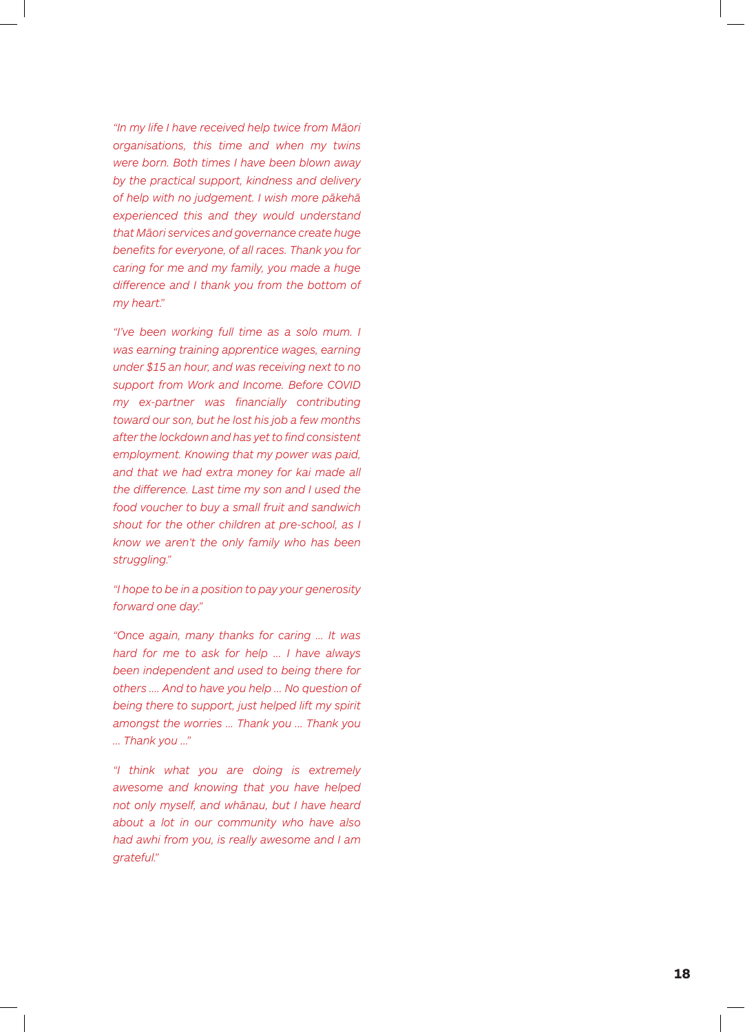*"In my life I have received help twice from Māori organisations, this time and when my twins were born. Both times I have been blown away by the practical support, kindness and delivery of help with no judgement. I wish more pākehā experienced this and they would understand that Māori services and governance create huge benefits for everyone, of all races. Thank you for caring for me and my family, you made a huge difference and I thank you from the bottom of my heart."*

*"I've been working full time as a solo mum. I was earning training apprentice wages, earning under $15 an hour, and was receiving next to no support from Work and Income. Before COVID my ex-partner was financially contributing toward our son, but he lost his job a few months after the lockdown and has yet to find consistent employment. Knowing that my power was paid, and that we had extra money for kai made all the difference. Last time my son and I used the food voucher to buy a small fruit and sandwich shout for the other children at pre-school, as I know we aren't the only family who has been struggling."*

*"I hope to be in a position to pay your generosity forward one day."*

*"Once again, many thanks for caring … It was hard for me to ask for help … I have always been independent and used to being there for others …. And to have you help … No question of being there to support, just helped lift my spirit amongst the worries … Thank you … Thank you … Thank you …"*

*"I think what you are doing is extremely awesome and knowing that you have helped not only myself, and whānau, but I have heard about a lot in our community who have also had awhi from you, is really awesome and I am grateful."*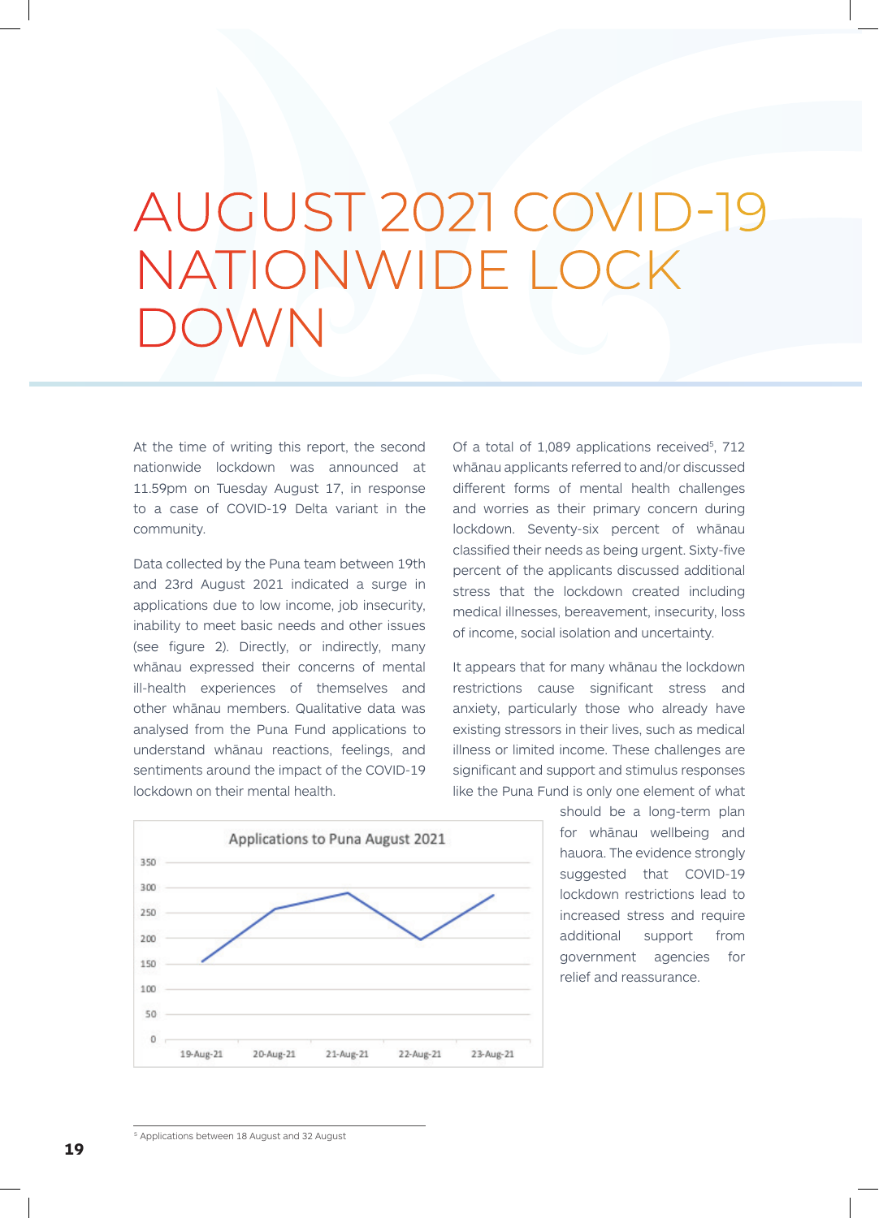# AUGUST 2021 COVID-19 NATIONWIDE LOCK DOWN

At the time of writing this report, the second nationwide lockdown was announced at 11.59pm on Tuesday August 17, in response to a case of COVID-19 Delta variant in the community.

Data collected by the Puna team between 19th and 23rd August 2021 indicated a surge in applications due to low income, job insecurity, inability to meet basic needs and other issues (see figure 2). Directly, or indirectly, many whānau expressed their concerns of mental ill-health experiences of themselves and other whānau members. Qualitative data was analysed from the Puna Fund applications to understand whānau reactions, feelings, and sentiments around the impact of the COVID-19 lockdown on their mental health.

Applications to Puna August 2021

Of a total of 1,089 applications received[5], 712 whānau applicants referred to and/or discussed different forms of mental health challenges and worries as their primary concern during lockdown. Seventy-six percent of whānau classified their needs as being urgent. Sixty-five percent of the applicants discussed additional stress that the lockdown created including medical illnesses, bereavement, insecurity, loss of income, social isolation and uncertainty.

It appears that for many whānau the lockdown restrictions cause significant stress and anxiety, particularly those who already have existing stressors in their lives, such as medical illness or limited income. These challenges are significant and support and stimulus responses like the Puna Fund is only one element of what should be a long-term plan for whānau wellbeing and hauora. The evidence strongly suggested that COVID-19 lockdown restrictions lead to increased stress and require additional support from government agencies for relief and reassurance.

[5] Applications between 18 August and 32 August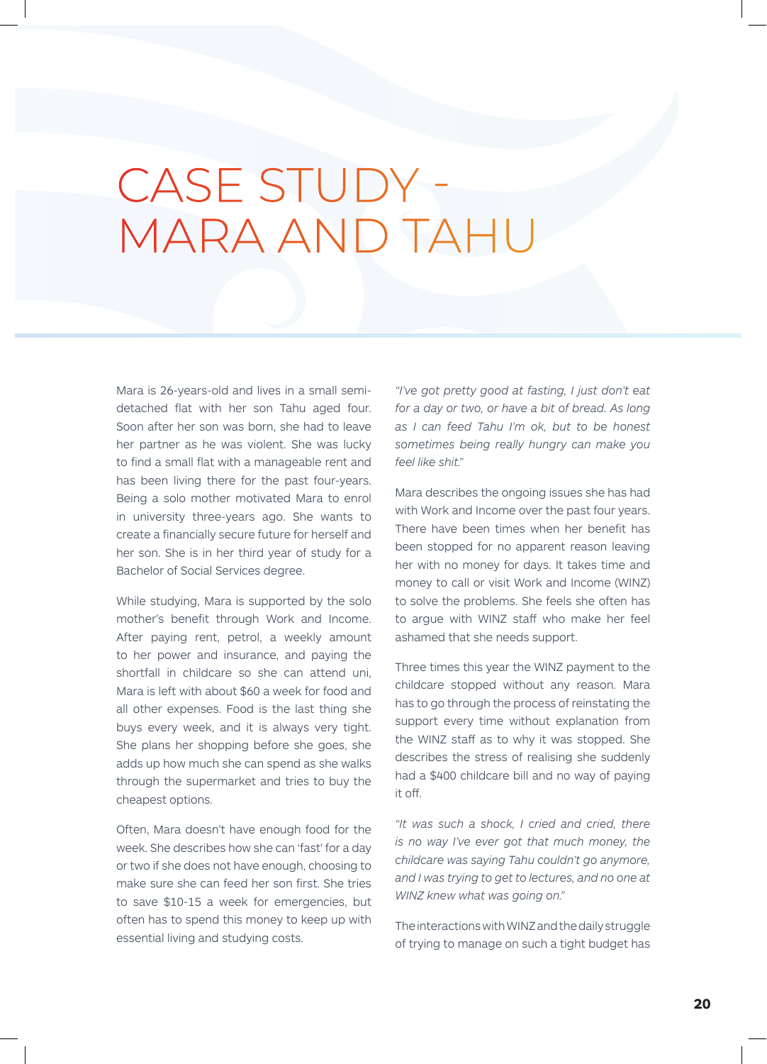# CASE STUDY - MARA AND TAHU

Mara is 26-years-old and lives in a small semi-detached flat with her son Tahu aged four. Soon after her son was born, she had to leave her partner as he was violent. She was lucky to find a small flat with a manageable rent and has been living there for the past four-years. Being a solo mother motivated Mara to enrol in university three-years ago. She wants to create a financially secure future for herself and her son. She is in her third year of study for a Bachelor of Social Services degree.

While studying, Mara is supported by the solo mother's benefit through Work and Income. After paying rent, petrol, a weekly amount to her power and insurance, and paying the shortfall in childcare so she can attend uni, Mara is left with about $60 a week for food and all other expenses. Food is the last thing she buys every week, and it is always very tight. She plans her shopping before she goes, she adds up how much she can spend as she walks through the supermarket and tries to buy the cheapest options.

Often, Mara doesn't have enough food for the week. She describes how she can 'fast' for a day or two if she does not have enough, choosing to make sure she can feed her son first. She tries to save $10-15 a week for emergencies, but often has to spend this money to keep up with essential living and studying costs.

*"I've got pretty good at fasting, I just don't eat for a day or two, or have a bit of bread. As long as I can feed Tahu I'm ok, but to be honest sometimes being really hungry can make you feel like shit."*

Mara describes the ongoing issues she has had with Work and Income over the past four years. There have been times when her benefit has been stopped for no apparent reason leaving her with no money for days. It takes time and money to call or visit Work and Income (WINZ) to solve the problems. She feels she often has to argue with WINZ staff who make her feel ashamed that she needs support.

Three times this year the WINZ payment to the childcare stopped without any reason. Mara has to go through the process of reinstating the support every time without explanation from the WINZ staff as to why it was stopped. She describes the stress of realising she suddenly had a $400 childcare bill and no way of paying it off.

*"It was such a shock, I cried and cried, there is no way I've ever got that much money, the childcare was saying Tahu couldn't go anymore, and I was trying to get to lectures, and no one at WINZ knew what was going on."*

The interactions with WINZ and the daily struggle of trying to manage on such a tight budget has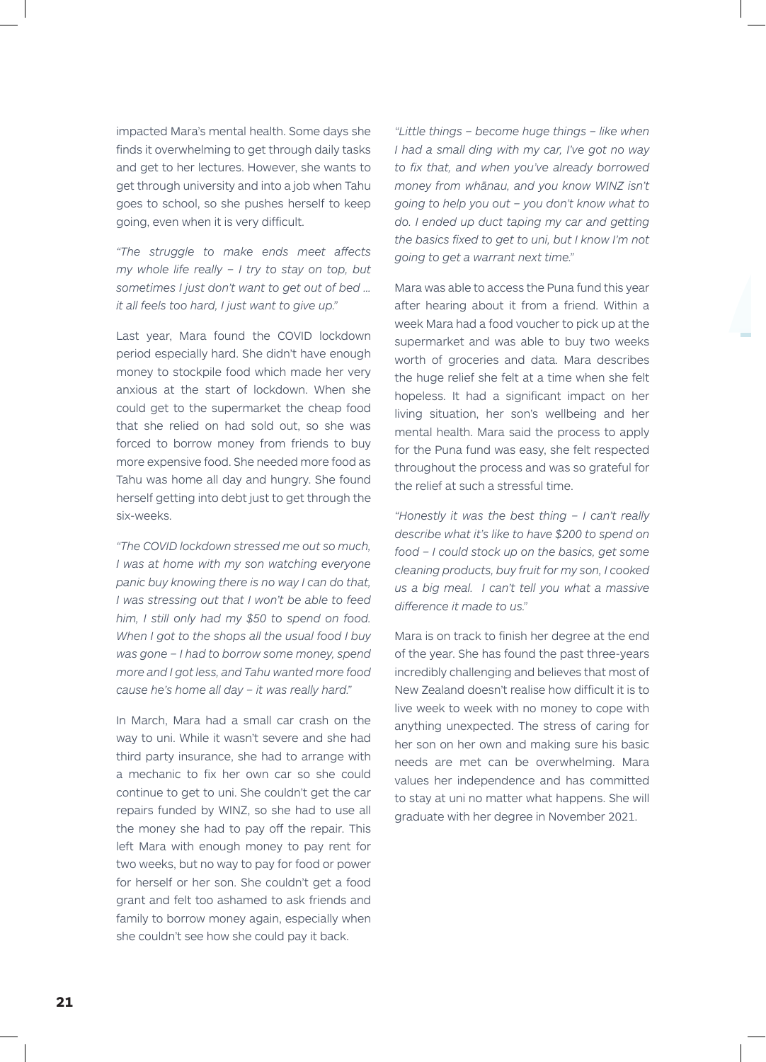impacted Mara's mental health. Some days she finds it overwhelming to get through daily tasks and get to her lectures. However, she wants to get through university and into a job when Tahu goes to school, so she pushes herself to keep going, even when it is very difficult.

*"The struggle to make ends meet affects my whole life really – I try to stay on top, but sometimes I just don't want to get out of bed ... it all feels too hard, I just want to give up."*

Last year, Mara found the COVID lockdown period especially hard. She didn't have enough money to stockpile food which made her very anxious at the start of lockdown. When she could get to the supermarket the cheap food that she relied on had sold out, so she was forced to borrow money from friends to buy more expensive food. She needed more food as Tahu was home all day and hungry. She found herself getting into debt just to get through the six-weeks.

*"The COVID lockdown stressed me out so much, I was at home with my son watching everyone panic buy knowing there is no way I can do that, I was stressing out that I won't be able to feed him, I still only had my $50 to spend on food. When I got to the shops all the usual food I buy was gone – I had to borrow some money, spend more and I got less, and Tahu wanted more food cause he's home all day – it was really hard."*

In March, Mara had a small car crash on the way to uni. While it wasn't severe and she had third party insurance, she had to arrange with a mechanic to fix her own car so she could continue to get to uni. She couldn't get the car repairs funded by WINZ, so she had to use all the money she had to pay off the repair. This left Mara with enough money to pay rent for two weeks, but no way to pay for food or power for herself or her son. She couldn't get a food grant and felt too ashamed to ask friends and family to borrow money again, especially when she couldn't see how she could pay it back.

*"Little things – become huge things – like when I had a small ding with my car, I've got no way to fix that, and when you've already borrowed money from whānau, and you know WINZ isn't going to help you out – you don't know what to do. I ended up duct taping my car and getting the basics fixed to get to uni, but I know I'm not going to get a warrant next time."*

Mara was able to access the Puna fund this year after hearing about it from a friend. Within a week Mara had a food voucher to pick up at the supermarket and was able to buy two weeks worth of groceries and data. Mara describes the huge relief she felt at a time when she felt hopeless. It had a significant impact on her living situation, her son's wellbeing and her mental health. Mara said the process to apply for the Puna fund was easy, she felt respected throughout the process and was so grateful for the relief at such a stressful time.

*"Honestly it was the best thing – I can't really describe what it's like to have $200 to spend on food – I could stock up on the basics, get some cleaning products, buy fruit for my son, I cooked us a big meal. I can't tell you what a massive difference it made to us."*

Mara is on track to finish her degree at the end of the year. She has found the past three-years incredibly challenging and believes that most of New Zealand doesn't realise how difficult it is to live week to week with no money to cope with anything unexpected. The stress of caring for her son on her own and making sure his basic needs are met can be overwhelming. Mara values her independence and has committed to stay at uni no matter what happens. She will graduate with her degree in November 2021.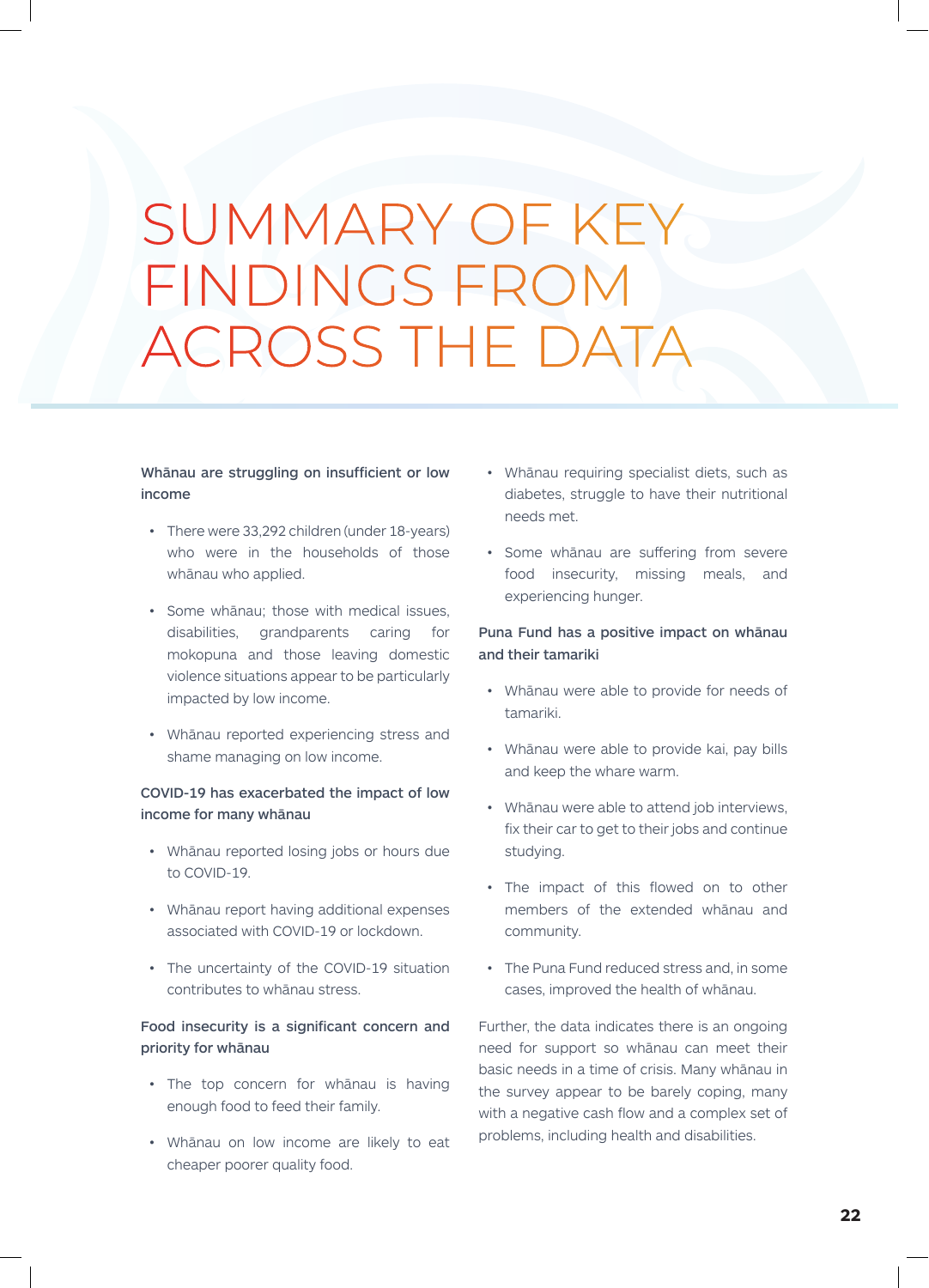# SUMMARY OF KEY FINDINGS FROM ACROSS THE DATA

**Whānau are struggling on insufficient or low income**

- There were 33,292 children (under 18-years) who were in the households of those whānau who applied.
- Some whānau; those with medical issues, disabilities, grandparents caring for mokopuna and those leaving domestic violence situations appear to be particularly impacted by low income.
- Whānau reported experiencing stress and shame managing on low income.

**COVID-19 has exacerbated the impact of low income for many whānau**

- Whānau reported losing jobs or hours due to COVID-19.
- Whānau report having additional expenses associated with COVID-19 or lockdown.
- The uncertainty of the COVID-19 situation contributes to whānau stress.

**Food insecurity is a significant concern and priority for whānau**

- The top concern for whānau is having enough food to feed their family.
- Whānau on low income are likely to eat cheaper poorer quality food.
- Whānau requiring specialist diets, such as diabetes, struggle to have their nutritional needs met.
- Some whānau are suffering from severe food insecurity, missing meals, and experiencing hunger.

**Puna Fund has a positive impact on whānau and their tamariki**

- Whānau were able to provide for needs of tamariki.
- Whānau were able to provide kai, pay bills and keep the whare warm.
- Whānau were able to attend job interviews, fix their car to get to their jobs and continue studying.
- The impact of this flowed on to other members of the extended whānau and community.
- The Puna Fund reduced stress and, in some cases, improved the health of whānau.

Further, the data indicates there is an ongoing need for support so whānau can meet their basic needs in a time of crisis. Many whānau in the survey appear to be barely coping, many with a negative cash flow and a complex set of problems, including health and disabilities.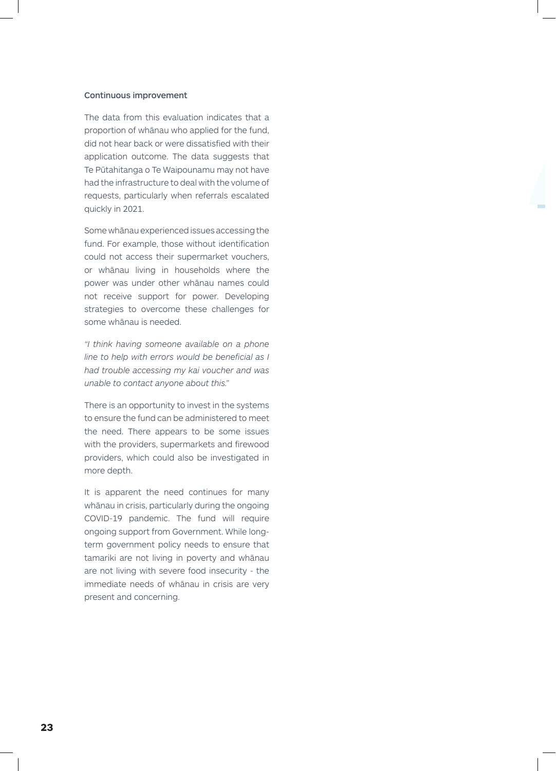### Continuous improvement

The data from this evaluation indicates that a proportion of whānau who applied for the fund, did not hear back or were dissatisfied with their application outcome. The data suggests that Te Pūtahitanga o Te Waipounamu may not have had the infrastructure to deal with the volume of requests, particularly when referrals escalated quickly in 2021.

Some whānau experienced issues accessing the fund. For example, those without identification could not access their supermarket vouchers, or whānau living in households where the power was under other whānau names could not receive support for power. Developing strategies to overcome these challenges for some whānau is needed.

*"I think having someone available on a phone line to help with errors would be beneficial as I had trouble accessing my kai voucher and was unable to contact anyone about this."*

There is an opportunity to invest in the systems to ensure the fund can be administered to meet the need. There appears to be some issues with the providers, supermarkets and firewood providers, which could also be investigated in more depth.

It is apparent the need continues for many whānau in crisis, particularly during the ongoing COVID-19 pandemic. The fund will require ongoing support from Government. While long-term government policy needs to ensure that tamariki are not living in poverty and whānau are not living with severe food insecurity - the immediate needs of whānau in crisis are very present and concerning.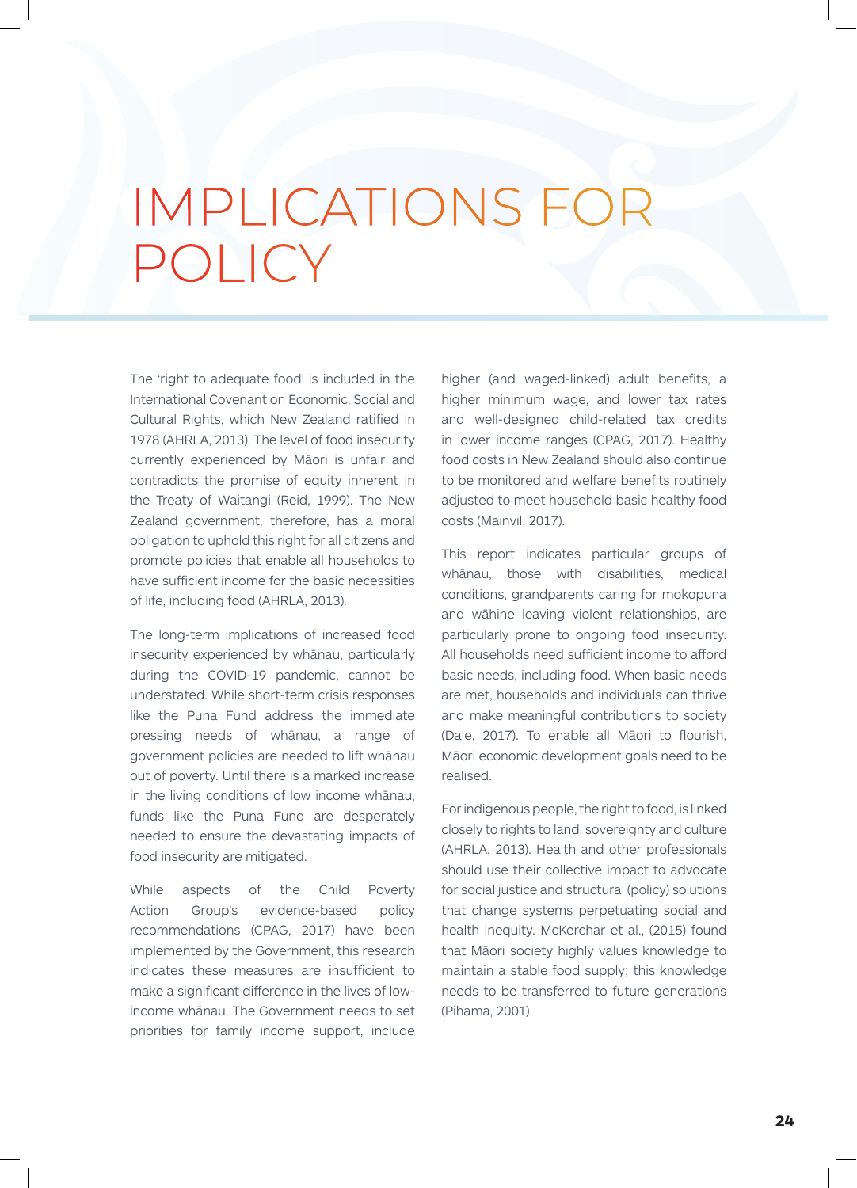# IMPLICATIONS FOR POLICY

The 'right to adequate food' is included in the International Covenant on Economic, Social and Cultural Rights, which New Zealand ratified in 1978 (AHRLA, 2013). The level of food insecurity currently experienced by Māori is unfair and contradicts the promise of equity inherent in the Treaty of Waitangi (Reid, 1999). The New Zealand government, therefore, has a moral obligation to uphold this right for all citizens and promote policies that enable all households to have sufficient income for the basic necessities of life, including food (AHRLA, 2013).

The long-term implications of increased food insecurity experienced by whānau, particularly during the COVID-19 pandemic, cannot be understated. While short-term crisis responses like the Puna Fund address the immediate pressing needs of whānau, a range of government policies are needed to lift whānau out of poverty. Until there is a marked increase in the living conditions of low income whānau, funds like the Puna Fund are desperately needed to ensure the devastating impacts of food insecurity are mitigated.

While aspects of the Child Poverty Action Group's evidence-based policy recommendations (CPAG, 2017) have been implemented by the Government, this research indicates these measures are insufficient to make a significant difference in the lives of low-income whānau. The Government needs to set priorities for family income support, include higher (and waged-linked) adult benefits, a higher minimum wage, and lower tax rates and well-designed child-related tax credits in lower income ranges (CPAG, 2017). Healthy food costs in New Zealand should also continue to be monitored and welfare benefits routinely adjusted to meet household basic healthy food costs (Mainvil, 2017).

This report indicates particular groups of whānau, those with disabilities, medical conditions, grandparents caring for mokopuna and wāhine leaving violent relationships, are particularly prone to ongoing food insecurity. All households need sufficient income to afford basic needs, including food. When basic needs are met, households and individuals can thrive and make meaningful contributions to society (Dale, 2017). To enable all Māori to flourish, Māori economic development goals need to be realised.

For indigenous people, the right to food, is linked closely to rights to land, sovereignty and culture (AHRLA, 2013). Health and other professionals should use their collective impact to advocate for social justice and structural (policy) solutions that change systems perpetuating social and health inequity. McKerchar et al., (2015) found that Māori society highly values knowledge to maintain a stable food supply; this knowledge needs to be transferred to future generations (Pihama, 2001).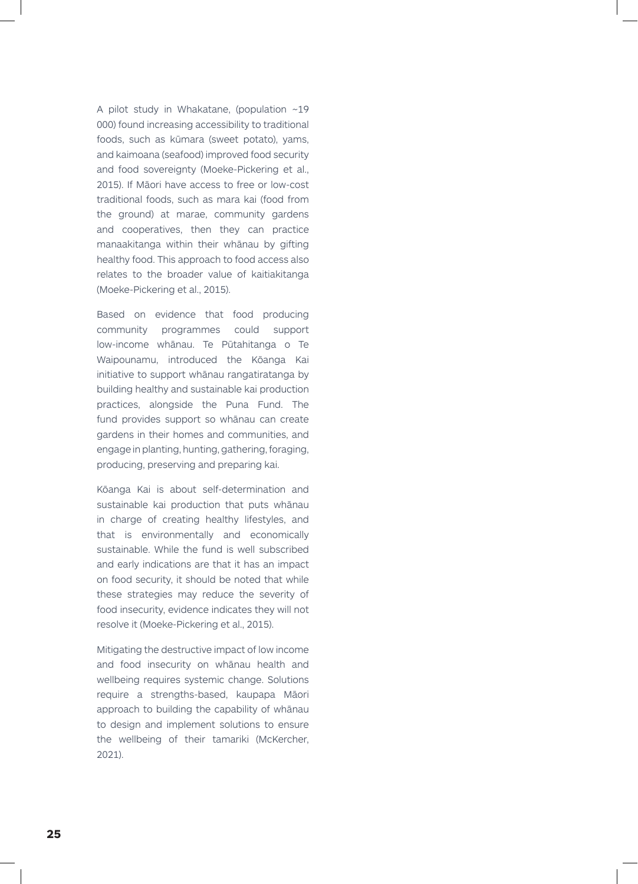A pilot study in Whakatane, (population ~19 000) found increasing accessibility to traditional foods, such as kūmara (sweet potato), yams, and kaimoana (seafood) improved food security and food sovereignty (Moeke-Pickering et al., 2015). If Māori have access to free or low-cost traditional foods, such as mara kai (food from the ground) at marae, community gardens and cooperatives, then they can practice manaakitanga within their whānau by gifting healthy food. This approach to food access also relates to the broader value of kaitiakitanga (Moeke-Pickering et al., 2015).

Based on evidence that food producing community programmes could support low-income whānau. Te Pūtahitanga o Te Waipounamu, introduced the Kōanga Kai initiative to support whānau rangatiratanga by building healthy and sustainable kai production practices, alongside the Puna Fund. The fund provides support so whānau can create gardens in their homes and communities, and engage in planting, hunting, gathering, foraging, producing, preserving and preparing kai.

Kōanga Kai is about self-determination and sustainable kai production that puts whānau in charge of creating healthy lifestyles, and that is environmentally and economically sustainable. While the fund is well subscribed and early indications are that it has an impact on food security, it should be noted that while these strategies may reduce the severity of food insecurity, evidence indicates they will not resolve it (Moeke-Pickering et al., 2015).

Mitigating the destructive impact of low income and food insecurity on whānau health and wellbeing requires systemic change. Solutions require a strengths-based, kaupapa Māori approach to building the capability of whānau to design and implement solutions to ensure the wellbeing of their tamariki (McKercher, 2021).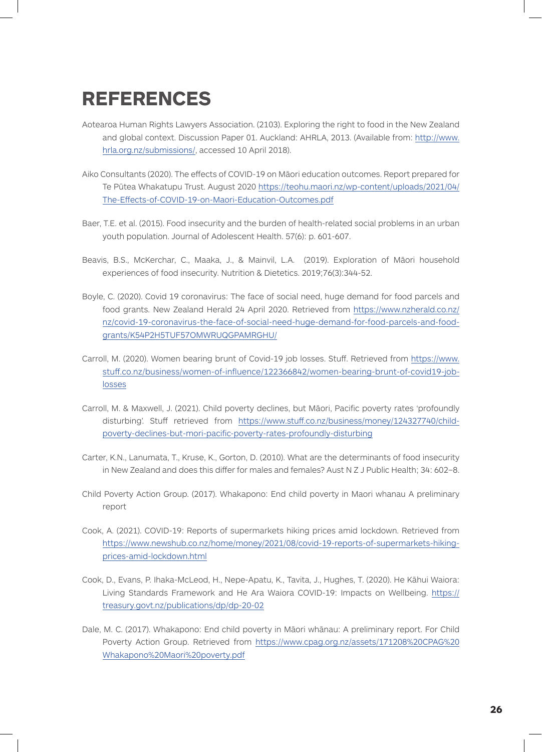# REFERENCES

Aotearoa Human Rights Lawyers Association. (2103). Exploring the right to food in the New Zealand and global context. Discussion Paper 01. Auckland: AHRLA, 2013. (Available from: http://www.hrla.org.nz/submissions/, accessed 10 April 2018).

Aiko Consultants (2020). The effects of COVID-19 on Māori education outcomes. Report prepared for Te Pūtea Whakatupu Trust. August 2020 https://teohu.maori.nz/wp-content/uploads/2021/04/The-Effects-of-COVID-19-on-Maori-Education-Outcomes.pdf

Baer, T.E. et al. (2015). Food insecurity and the burden of health-related social problems in an urban youth population. Journal of Adolescent Health. 57(6): p. 601-607.

Beavis, B.S., McKerchar, C., Maaka, J., & Mainvil, L.A. (2019). Exploration of Māori household experiences of food insecurity. Nutrition & Dietetics. 2019;76(3):344-52.

Boyle, C. (2020). Covid 19 coronavirus: The face of social need, huge demand for food parcels and food grants. New Zealand Herald 24 April 2020. Retrieved from https://www.nzherald.co.nz/nz/covid-19-coronavirus-the-face-of-social-need-huge-demand-for-food-parcels-and-food-grants/K54P2H5TUF57OMWRUQGPAMRGHU/

Carroll, M. (2020). Women bearing brunt of Covid-19 job losses. Stuff. Retrieved from https://www.stuff.co.nz/business/women-of-influence/122366842/women-bearing-brunt-of-covid19-job-losses

Carroll, M. & Maxwell, J. (2021). Child poverty declines, but Māori, Pacific poverty rates 'profoundly disturbing'. Stuff retrieved from https://www.stuff.co.nz/business/money/124327740/child-poverty-declines-but-mori-pacific-poverty-rates-profoundly-disturbing

Carter, K.N., Lanumata, T., Kruse, K., Gorton, D. (2010). What are the determinants of food insecurity in New Zealand and does this differ for males and females? Aust N Z J Public Health; 34: 602–8.

Child Poverty Action Group. (2017). Whakapono: End child poverty in Maori whanau A preliminary report

Cook, A. (2021). COVID-19: Reports of supermarkets hiking prices amid lockdown. Retrieved from https://www.newshub.co.nz/home/money/2021/08/covid-19-reports-of-supermarkets-hiking-prices-amid-lockdown.html

Cook, D., Evans, P. Ihaka-McLeod, H., Nepe-Apatu, K., Tavita, J., Hughes, T. (2020). He Kāhui Waiora: Living Standards Framework and He Ara Waiora COVID-19: Impacts on Wellbeing. https://treasury.govt.nz/publications/dp/dp-20-02

Dale, M. C. (2017). Whakapono: End child poverty in Māori whānau: A preliminary report. For Child Poverty Action Group. Retrieved from https://www.cpag.org.nz/assets/171208%20CPAG%20Whakapono%20Maori%20poverty.pdf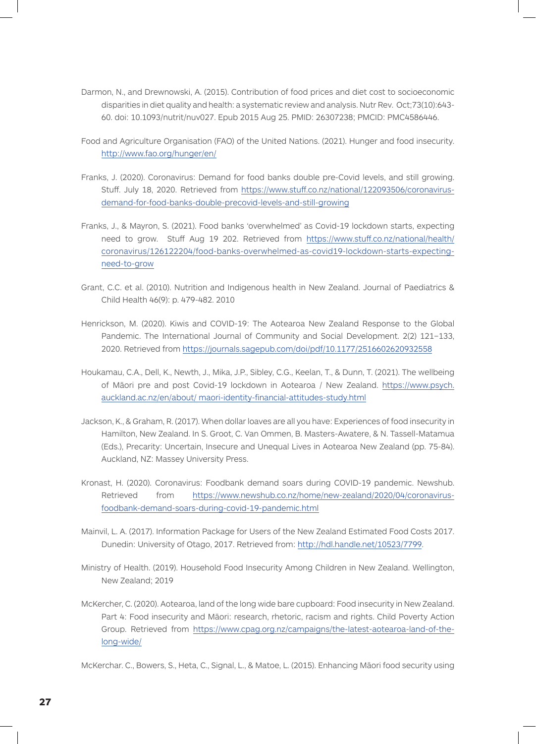Darmon, N., and Drewnowski, A. (2015). Contribution of food prices and diet cost to socioeconomic disparities in diet quality and health: a systematic review and analysis. Nutr Rev. Oct;73(10):643-60. doi: 10.1093/nutrit/nuv027. Epub 2015 Aug 25. PMID: 26307238; PMCID: PMC4586446.

Food and Agriculture Organisation (FAO) of the United Nations. (2021). Hunger and food insecurity. http://www.fao.org/hunger/en/

Franks, J. (2020). Coronavirus: Demand for food banks double pre-Covid levels, and still growing. Stuff. July 18, 2020. Retrieved from https://www.stuff.co.nz/national/122093506/coronavirus-demand-for-food-banks-double-precovid-levels-and-still-growing

Franks, J., & Mayron, S. (2021). Food banks 'overwhelmed' as Covid-19 lockdown starts, expecting need to grow. Stuff Aug 19 202. Retrieved from https://www.stuff.co.nz/national/health/coronavirus/126122204/food-banks-overwhelmed-as-covid19-lockdown-starts-expecting-need-to-grow

Grant, C.C. et al. (2010). Nutrition and Indigenous health in New Zealand. Journal of Paediatrics & Child Health 46(9): p. 479-482. 2010

Henrickson, M. (2020). Kiwis and COVID-19: The Aotearoa New Zealand Response to the Global Pandemic. The International Journal of Community and Social Development. 2(2) 121–133, 2020. Retrieved from https://journals.sagepub.com/doi/pdf/10.1177/2516602620932558

Houkamau, C.A., Dell, K., Newth, J., Mika, J.P., Sibley, C.G., Keelan, T., & Dunn, T. (2021). The wellbeing of Māori pre and post Covid-19 lockdown in Aotearoa / New Zealand. https://www.psych.auckland.ac.nz/en/about/ maori-identity-financial-attitudes-study.html

Jackson, K., & Graham, R. (2017). When dollar loaves are all you have: Experiences of food insecurity in Hamilton, New Zealand. In S. Groot, C. Van Ommen, B. Masters-Awatere, & N. Tassell-Matamua (Eds.), Precarity: Uncertain, Insecure and Unequal Lives in Aotearoa New Zealand (pp. 75-84). Auckland, NZ: Massey University Press.

Kronast, H. (2020). Coronavirus: Foodbank demand soars during COVID-19 pandemic. Newshub. Retrieved from https://www.newshub.co.nz/home/new-zealand/2020/04/coronavirus-foodbank-demand-soars-during-covid-19-pandemic.html

Mainvil, L. A. (2017). Information Package for Users of the New Zealand Estimated Food Costs 2017. Dunedin: University of Otago, 2017. Retrieved from: http://hdl.handle.net/10523/7799.

Ministry of Health. (2019). Household Food Insecurity Among Children in New Zealand. Wellington, New Zealand; 2019

McKercher, C. (2020). Aotearoa, land of the long wide bare cupboard: Food insecurity in New Zealand. Part 4: Food insecurity and Māori: research, rhetoric, racism and rights. Child Poverty Action Group. Retrieved from https://www.cpag.org.nz/campaigns/the-latest-aotearoa-land-of-the-long-wide/

McKerchar. C., Bowers, S., Heta, C., Signal, L., & Matoe, L. (2015). Enhancing Māori food security using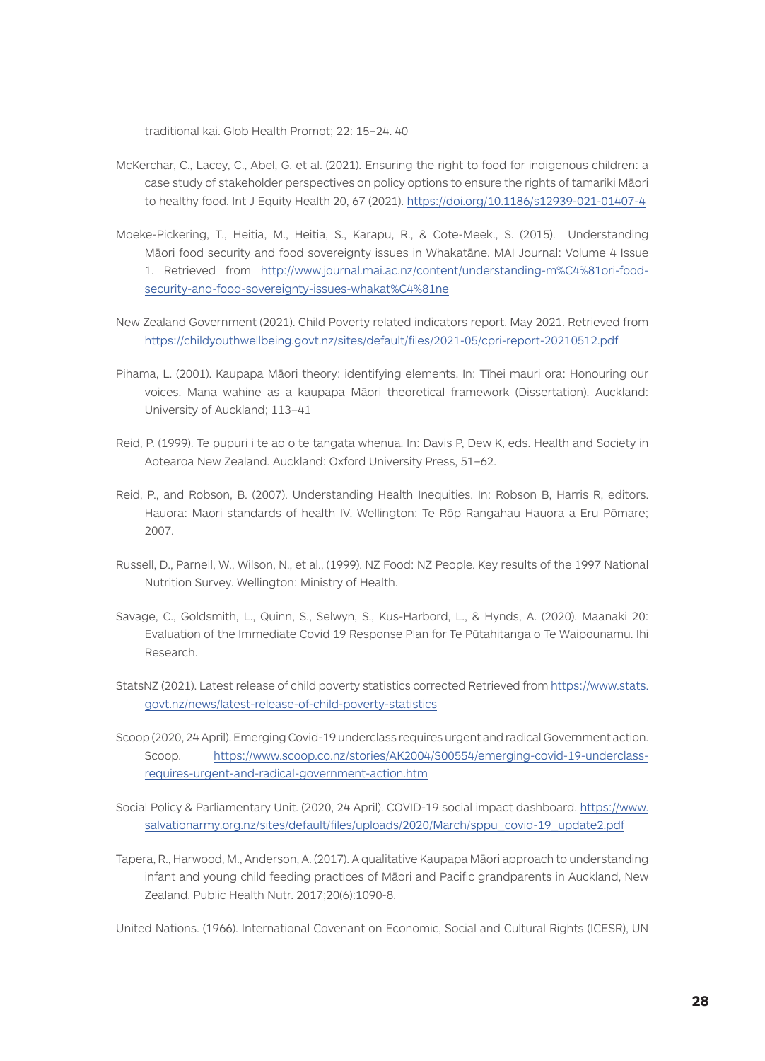traditional kai. Glob Health Promot; 22: 15–24. 40

McKerchar, C., Lacey, C., Abel, G. et al. (2021). Ensuring the right to food for indigenous children: a case study of stakeholder perspectives on policy options to ensure the rights of tamariki Māori to healthy food. Int J Equity Health 20, 67 (2021). https://doi.org/10.1186/s12939-021-01407-4

Moeke-Pickering, T., Heitia, M., Heitia, S., Karapu, R., & Cote-Meek., S. (2015). Understanding Māori food security and food sovereignty issues in Whakatāne. MAI Journal: Volume 4 Issue 1. Retrieved from http://www.journal.mai.ac.nz/content/understanding-m%C4%81ori-food-security-and-food-sovereignty-issues-whakat%C4%81ne

New Zealand Government (2021). Child Poverty related indicators report. May 2021. Retrieved from https://childyouthwellbeing.govt.nz/sites/default/files/2021-05/cpri-report-20210512.pdf

Pihama, L. (2001). Kaupapa Māori theory: identifying elements. In: Tīhei mauri ora: Honouring our voices. Mana wahine as a kaupapa Māori theoretical framework (Dissertation). Auckland: University of Auckland; 113–41

Reid, P. (1999). Te pupuri i te ao o te tangata whenua. In: Davis P, Dew K, eds. Health and Society in Aotearoa New Zealand. Auckland: Oxford University Press, 51–62.

Reid, P., and Robson, B. (2007). Understanding Health Inequities. In: Robson B, Harris R, editors. Hauora: Maori standards of health IV. Wellington: Te Rōp Rangahau Hauora a Eru Pōmare; 2007.

Russell, D., Parnell, W., Wilson, N., et al., (1999). NZ Food: NZ People. Key results of the 1997 National Nutrition Survey. Wellington: Ministry of Health.

Savage, C., Goldsmith, L., Quinn, S., Selwyn, S., Kus-Harbord, L., & Hynds, A. (2020). Maanaki 20: Evaluation of the Immediate Covid 19 Response Plan for Te Pūtahitanga o Te Waipounamu. Ihi Research.

StatsNZ (2021). Latest release of child poverty statistics corrected Retrieved from https://www.stats.govt.nz/news/latest-release-of-child-poverty-statistics

Scoop (2020, 24 April). Emerging Covid-19 underclass requires urgent and radical Government action. Scoop. https://www.scoop.co.nz/stories/AK2004/S00554/emerging-covid-19-underclass-requires-urgent-and-radical-government-action.htm

Social Policy & Parliamentary Unit. (2020, 24 April). COVID-19 social impact dashboard. https://www.salvationarmy.org.nz/sites/default/files/uploads/2020/March/sppu_covid-19_update2.pdf

Tapera, R., Harwood, M., Anderson, A. (2017). A qualitative Kaupapa Māori approach to understanding infant and young child feeding practices of Māori and Pacific grandparents in Auckland, New Zealand. Public Health Nutr. 2017;20(6):1090-8.

United Nations. (1966). International Covenant on Economic, Social and Cultural Rights (ICESR), UN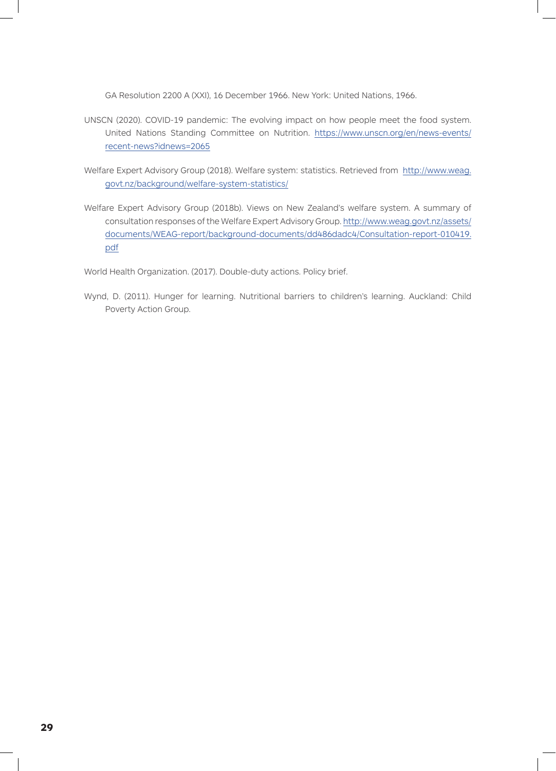GA Resolution 2200 A (XXI), 16 December 1966. New York: United Nations, 1966.

UNSCN (2020). COVID-19 pandemic: The evolving impact on how people meet the food system. United Nations Standing Committee on Nutrition. https://www.unscn.org/en/news-events/recent-news?idnews=2065

Welfare Expert Advisory Group (2018). Welfare system: statistics. Retrieved from http://www.weag.govt.nz/background/welfare-system-statistics/

Welfare Expert Advisory Group (2018b). Views on New Zealand's welfare system. A summary of consultation responses of the Welfare Expert Advisory Group. http://www.weag.govt.nz/assets/documents/WEAG-report/background-documents/dd486dadc4/Consultation-report-010419.pdf

World Health Organization. (2017). Double-duty actions. Policy brief.

Wynd, D. (2011). Hunger for learning. Nutritional barriers to children's learning. Auckland: Child Poverty Action Group.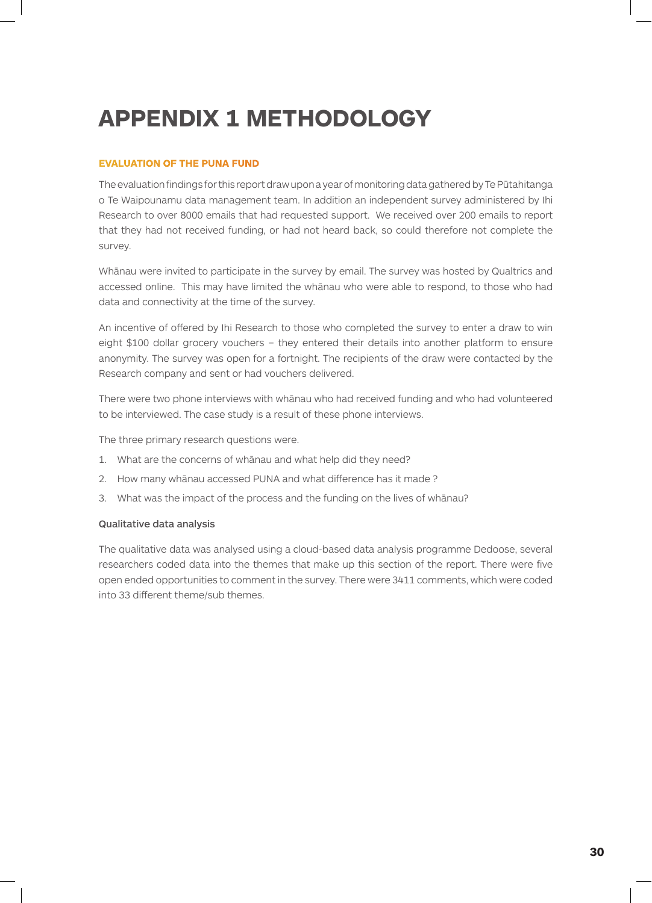# APPENDIX 1 METHODOLOGY

### EVALUATION OF THE PUNA FUND

The evaluation findings for this report draw upon a year of monitoring data gathered by Te Pūtahitanga o Te Waipounamu data management team. In addition an independent survey administered by Ihi Research to over 8000 emails that had requested support. We received over 200 emails to report that they had not received funding, or had not heard back, so could therefore not complete the survey.

Whānau were invited to participate in the survey by email. The survey was hosted by Qualtrics and accessed online. This may have limited the whānau who were able to respond, to those who had data and connectivity at the time of the survey.

An incentive of offered by Ihi Research to those who completed the survey to enter a draw to win eight $100 dollar grocery vouchers – they entered their details into another platform to ensure anonymity. The survey was open for a fortnight. The recipients of the draw were contacted by the Research company and sent or had vouchers delivered.

There were two phone interviews with whānau who had received funding and who had volunteered to be interviewed. The case study is a result of these phone interviews.

The three primary research questions were.

1. What are the concerns of whānau and what help did they need?
2. How many whānau accessed PUNA and what difference has it made ?
3. What was the impact of the process and the funding on the lives of whānau?

#### Qualitative data analysis

The qualitative data was analysed using a cloud-based data analysis programme Dedoose, several researchers coded data into the themes that make up this section of the report. There were five open ended opportunities to comment in the survey. There were 3411 comments, which were coded into 33 different theme/sub themes.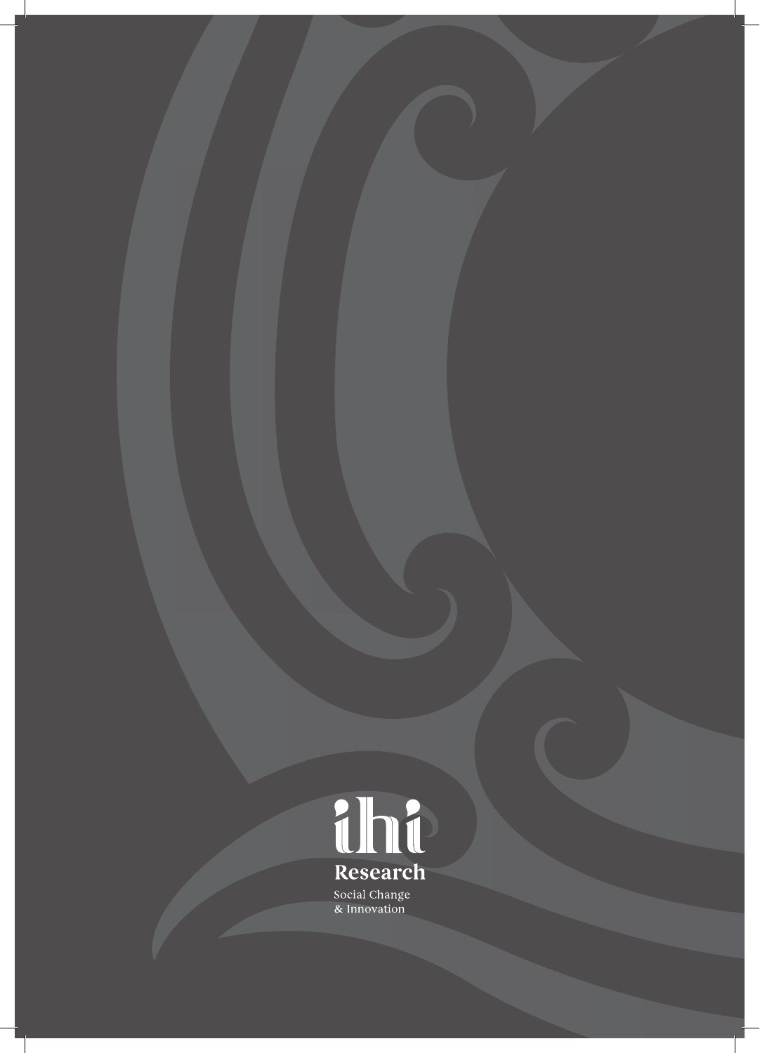ihi

Research

Social Change
& Innovation